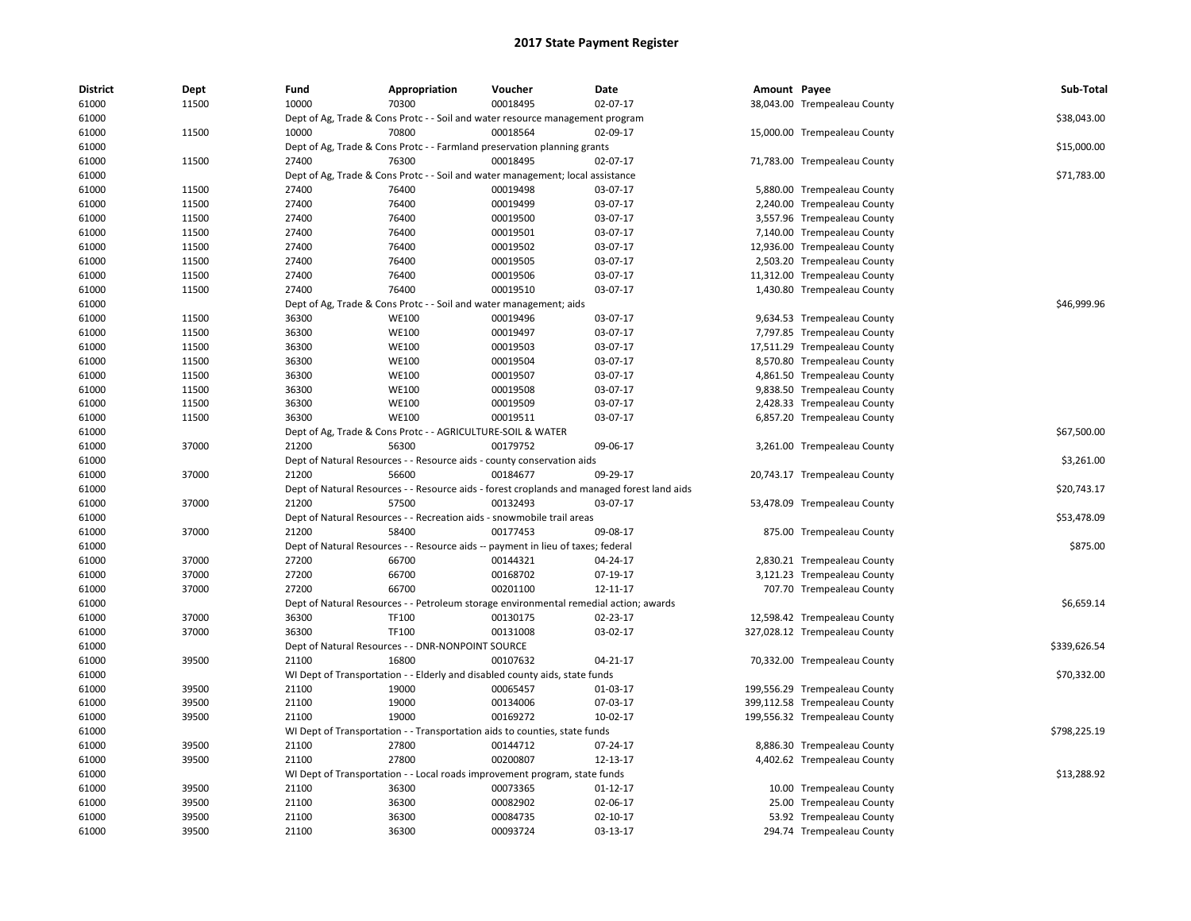# 2017 State Payment Register

| District | Dept | Fund | Appropriation | Voucher | Date | Amount | Payee | Sub-Total |
|---|---|---|---|---|---|---|---|---|
| 61000 | 11500 | 10000 | 70300 | 00018495 | 02-07-17 | 38,043.00 | Trempealeau County | |
| 61000 | | Dept of Ag, Trade & Cons Protc - - Soil and water resource management program | | | | | | $38,043.00 |
| 61000 | 11500 | 10000 | 70800 | 00018564 | 02-09-17 | 15,000.00 | Trempealeau County | |
| 61000 | | Dept of Ag, Trade & Cons Protc - - Farmland preservation planning grants | | | | | | $15,000.00 |
| 61000 | 11500 | 27400 | 76300 | 00018495 | 02-07-17 | 71,783.00 | Trempealeau County | |
| 61000 | | Dept of Ag, Trade & Cons Protc - - Soil and water management; local assistance | | | | | | $71,783.00 |
| 61000 | 11500 | 27400 | 76400 | 00019498 | 03-07-17 | 5,880.00 | Trempealeau County | |
| 61000 | 11500 | 27400 | 76400 | 00019499 | 03-07-17 | 2,240.00 | Trempealeau County | |
| 61000 | 11500 | 27400 | 76400 | 00019500 | 03-07-17 | 3,557.96 | Trempealeau County | |
| 61000 | 11500 | 27400 | 76400 | 00019501 | 03-07-17 | 7,140.00 | Trempealeau County | |
| 61000 | 11500 | 27400 | 76400 | 00019502 | 03-07-17 | 12,936.00 | Trempealeau County | |
| 61000 | 11500 | 27400 | 76400 | 00019505 | 03-07-17 | 2,503.20 | Trempealeau County | |
| 61000 | 11500 | 27400 | 76400 | 00019506 | 03-07-17 | 11,312.00 | Trempealeau County | |
| 61000 | 11500 | 27400 | 76400 | 00019510 | 03-07-17 | 1,430.80 | Trempealeau County | |
| 61000 | | Dept of Ag, Trade & Cons Protc - - Soil and water management; aids | | | | | | $46,999.96 |
| 61000 | 11500 | 36300 | WE100 | 00019496 | 03-07-17 | 9,634.53 | Trempealeau County | |
| 61000 | 11500 | 36300 | WE100 | 00019497 | 03-07-17 | 7,797.85 | Trempealeau County | |
| 61000 | 11500 | 36300 | WE100 | 00019503 | 03-07-17 | 17,511.29 | Trempealeau County | |
| 61000 | 11500 | 36300 | WE100 | 00019504 | 03-07-17 | 8,570.80 | Trempealeau County | |
| 61000 | 11500 | 36300 | WE100 | 00019507 | 03-07-17 | 4,861.50 | Trempealeau County | |
| 61000 | 11500 | 36300 | WE100 | 00019508 | 03-07-17 | 9,838.50 | Trempealeau County | |
| 61000 | 11500 | 36300 | WE100 | 00019509 | 03-07-17 | 2,428.33 | Trempealeau County | |
| 61000 | 11500 | 36300 | WE100 | 00019511 | 03-07-17 | 6,857.20 | Trempealeau County | |
| 61000 | | Dept of Ag, Trade & Cons Protc - - AGRICULTURE-SOIL & WATER | | | | | | $67,500.00 |
| 61000 | 37000 | 21200 | 56300 | 00179752 | 09-06-17 | 3,261.00 | Trempealeau County | |
| 61000 | | Dept of Natural Resources - - Resource aids - county conservation aids | | | | | | $3,261.00 |
| 61000 | 37000 | 21200 | 56600 | 00184677 | 09-29-17 | 20,743.17 | Trempealeau County | |
| 61000 | | Dept of Natural Resources - - Resource aids - forest croplands and managed forest land aids | | | | | | $20,743.17 |
| 61000 | 37000 | 21200 | 57500 | 00132493 | 03-07-17 | 53,478.09 | Trempealeau County | |
| 61000 | | Dept of Natural Resources - - Recreation aids - snowmobile trail areas | | | | | | $53,478.09 |
| 61000 | 37000 | 21200 | 58400 | 00177453 | 09-08-17 | 875.00 | Trempealeau County | |
| 61000 | | Dept of Natural Resources - - Resource aids -- payment in lieu of taxes; federal | | | | | | $875.00 |
| 61000 | 37000 | 27200 | 66700 | 00144321 | 04-24-17 | 2,830.21 | Trempealeau County | |
| 61000 | 37000 | 27200 | 66700 | 00168702 | 07-19-17 | 3,121.23 | Trempealeau County | |
| 61000 | 37000 | 27200 | 66700 | 00201100 | 12-11-17 | 707.70 | Trempealeau County | |
| 61000 | | Dept of Natural Resources - - Petroleum storage environmental remedial action; awards | | | | | | $6,659.14 |
| 61000 | 37000 | 36300 | TF100 | 00130175 | 02-23-17 | 12,598.42 | Trempealeau County | |
| 61000 | 37000 | 36300 | TF100 | 00131008 | 03-02-17 | 327,028.12 | Trempealeau County | |
| 61000 | | Dept of Natural Resources - - DNR-NONPOINT SOURCE | | | | | | $339,626.54 |
| 61000 | 39500 | 21100 | 16800 | 00107632 | 04-21-17 | 70,332.00 | Trempealeau County | |
| 61000 | | WI Dept of Transportation - - Elderly and disabled county aids, state funds | | | | | | $70,332.00 |
| 61000 | 39500 | 21100 | 19000 | 00065457 | 01-03-17 | 199,556.29 | Trempealeau County | |
| 61000 | 39500 | 21100 | 19000 | 00134006 | 07-03-17 | 399,112.58 | Trempealeau County | |
| 61000 | 39500 | 21100 | 19000 | 00169272 | 10-02-17 | 199,556.32 | Trempealeau County | |
| 61000 | | WI Dept of Transportation - - Transportation aids to counties, state funds | | | | | | $798,225.19 |
| 61000 | 39500 | 21100 | 27800 | 00144712 | 07-24-17 | 8,886.30 | Trempealeau County | |
| 61000 | 39500 | 21100 | 27800 | 00200807 | 12-13-17 | 4,402.62 | Trempealeau County | |
| 61000 | | WI Dept of Transportation - - Local roads improvement program, state funds | | | | | | $13,288.92 |
| 61000 | 39500 | 21100 | 36300 | 00073365 | 01-12-17 | 10.00 | Trempealeau County | |
| 61000 | 39500 | 21100 | 36300 | 00082902 | 02-06-17 | 25.00 | Trempealeau County | |
| 61000 | 39500 | 21100 | 36300 | 00084735 | 02-10-17 | 53.92 | Trempealeau County | |
| 61000 | 39500 | 21100 | 36300 | 00093724 | 03-13-17 | 294.74 | Trempealeau County | |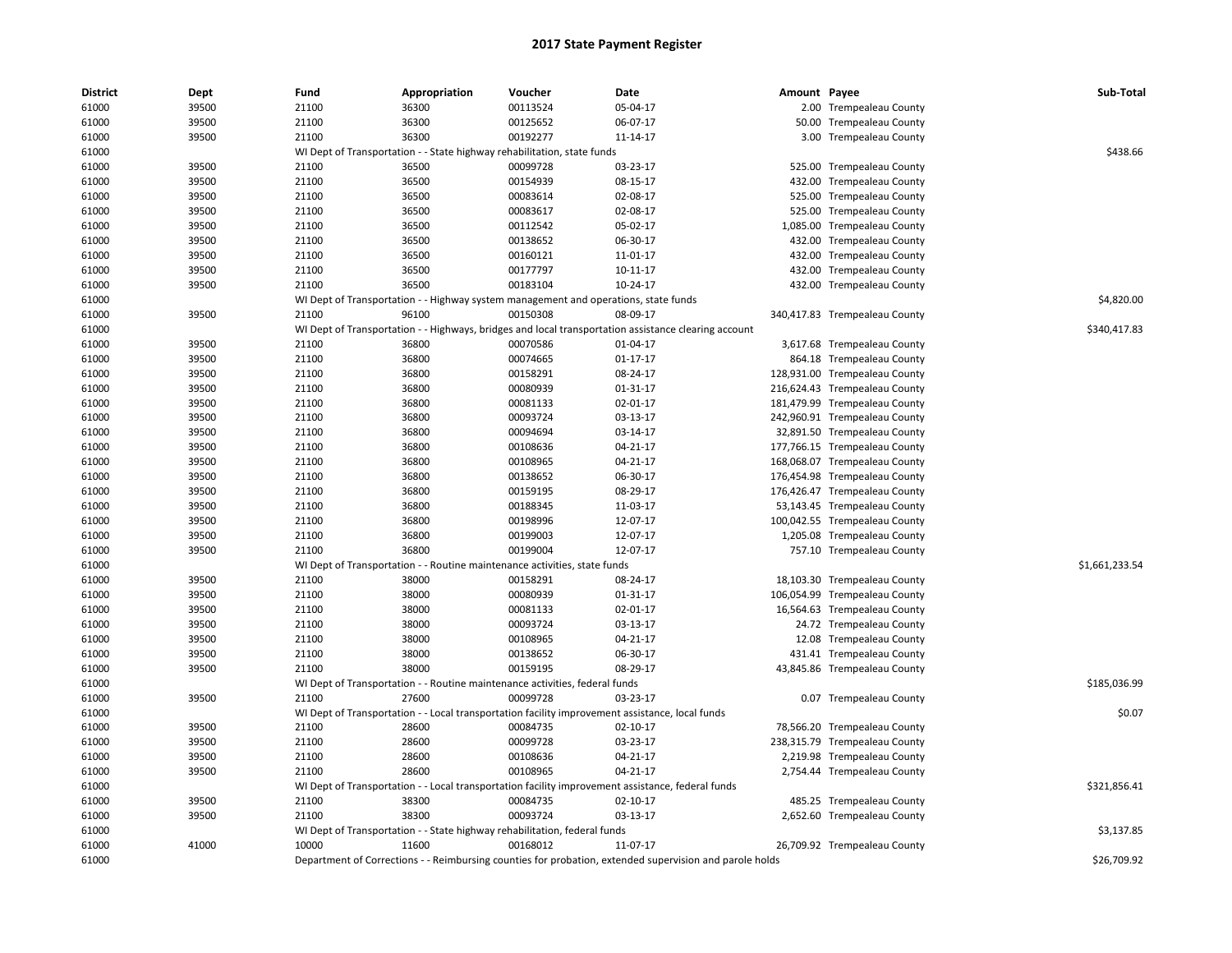# 2017 State Payment Register

| District | Dept | Fund | Appropriation | Voucher | Date | Amount | Payee | Sub-Total |
|---|---|---|---|---|---|---|---|---|
| 61000 | 39500 | 21100 | 36300 | 00113524 | 05-04-17 | 2.00 | Trempealeau County | |
| 61000 | 39500 | 21100 | 36300 | 00125652 | 06-07-17 | 50.00 | Trempealeau County | |
| 61000 | 39500 | 21100 | 36300 | 00192277 | 11-14-17 | 3.00 | Trempealeau County | |
| 61000 | | WI Dept of Transportation - - State highway rehabilitation, state funds | | | | | | $438.66 |
| 61000 | 39500 | 21100 | 36500 | 00099728 | 03-23-17 | 525.00 | Trempealeau County | |
| 61000 | 39500 | 21100 | 36500 | 00154939 | 08-15-17 | 432.00 | Trempealeau County | |
| 61000 | 39500 | 21100 | 36500 | 00083614 | 02-08-17 | 525.00 | Trempealeau County | |
| 61000 | 39500 | 21100 | 36500 | 00083617 | 02-08-17 | 525.00 | Trempealeau County | |
| 61000 | 39500 | 21100 | 36500 | 00112542 | 05-02-17 | 1,085.00 | Trempealeau County | |
| 61000 | 39500 | 21100 | 36500 | 00138652 | 06-30-17 | 432.00 | Trempealeau County | |
| 61000 | 39500 | 21100 | 36500 | 00160121 | 11-01-17 | 432.00 | Trempealeau County | |
| 61000 | 39500 | 21100 | 36500 | 00177797 | 10-11-17 | 432.00 | Trempealeau County | |
| 61000 | 39500 | 21100 | 36500 | 00183104 | 10-24-17 | 432.00 | Trempealeau County | |
| 61000 | | WI Dept of Transportation - - Highway system management and operations, state funds | | | | | | $4,820.00 |
| 61000 | 39500 | 21100 | 96100 | 00150308 | 08-09-17 | 340,417.83 | Trempealeau County | |
| 61000 | | WI Dept of Transportation - - Highways, bridges and local transportation assistance clearing account | | | | | | $340,417.83 |
| 61000 | 39500 | 21100 | 36800 | 00070586 | 01-04-17 | 3,617.68 | Trempealeau County | |
| 61000 | 39500 | 21100 | 36800 | 00074665 | 01-17-17 | 864.18 | Trempealeau County | |
| 61000 | 39500 | 21100 | 36800 | 00158291 | 08-24-17 | 128,931.00 | Trempealeau County | |
| 61000 | 39500 | 21100 | 36800 | 00080939 | 01-31-17 | 216,624.43 | Trempealeau County | |
| 61000 | 39500 | 21100 | 36800 | 00081133 | 02-01-17 | 181,479.99 | Trempealeau County | |
| 61000 | 39500 | 21100 | 36800 | 00093724 | 03-13-17 | 242,960.91 | Trempealeau County | |
| 61000 | 39500 | 21100 | 36800 | 00094694 | 03-14-17 | 32,891.50 | Trempealeau County | |
| 61000 | 39500 | 21100 | 36800 | 00108636 | 04-21-17 | 177,766.15 | Trempealeau County | |
| 61000 | 39500 | 21100 | 36800 | 00108965 | 04-21-17 | 168,068.07 | Trempealeau County | |
| 61000 | 39500 | 21100 | 36800 | 00138652 | 06-30-17 | 176,454.98 | Trempealeau County | |
| 61000 | 39500 | 21100 | 36800 | 00159195 | 08-29-17 | 176,426.47 | Trempealeau County | |
| 61000 | 39500 | 21100 | 36800 | 00188345 | 11-03-17 | 53,143.45 | Trempealeau County | |
| 61000 | 39500 | 21100 | 36800 | 00198996 | 12-07-17 | 100,042.55 | Trempealeau County | |
| 61000 | 39500 | 21100 | 36800 | 00199003 | 12-07-17 | 1,205.08 | Trempealeau County | |
| 61000 | 39500 | 21100 | 36800 | 00199004 | 12-07-17 | 757.10 | Trempealeau County | |
| 61000 | | WI Dept of Transportation - - Routine maintenance activities, state funds | | | | | | $1,661,233.54 |
| 61000 | 39500 | 21100 | 38000 | 00158291 | 08-24-17 | 18,103.30 | Trempealeau County | |
| 61000 | 39500 | 21100 | 38000 | 00080939 | 01-31-17 | 106,054.99 | Trempealeau County | |
| 61000 | 39500 | 21100 | 38000 | 00081133 | 02-01-17 | 16,564.63 | Trempealeau County | |
| 61000 | 39500 | 21100 | 38000 | 00093724 | 03-13-17 | 24.72 | Trempealeau County | |
| 61000 | 39500 | 21100 | 38000 | 00108965 | 04-21-17 | 12.08 | Trempealeau County | |
| 61000 | 39500 | 21100 | 38000 | 00138652 | 06-30-17 | 431.41 | Trempealeau County | |
| 61000 | 39500 | 21100 | 38000 | 00159195 | 08-29-17 | 43,845.86 | Trempealeau County | |
| 61000 | | WI Dept of Transportation - - Routine maintenance activities, federal funds | | | | | | $185,036.99 |
| 61000 | 39500 | 21100 | 27600 | 00099728 | 03-23-17 | 0.07 | Trempealeau County | |
| 61000 | | WI Dept of Transportation - - Local transportation facility improvement assistance, local funds | | | | | | $0.07 |
| 61000 | 39500 | 21100 | 28600 | 00084735 | 02-10-17 | 78,566.20 | Trempealeau County | |
| 61000 | 39500 | 21100 | 28600 | 00099728 | 03-23-17 | 238,315.79 | Trempealeau County | |
| 61000 | 39500 | 21100 | 28600 | 00108636 | 04-21-17 | 2,219.98 | Trempealeau County | |
| 61000 | 39500 | 21100 | 28600 | 00108965 | 04-21-17 | 2,754.44 | Trempealeau County | |
| 61000 | | WI Dept of Transportation - - Local transportation facility improvement assistance, federal funds | | | | | | $321,856.41 |
| 61000 | 39500 | 21100 | 38300 | 00084735 | 02-10-17 | 485.25 | Trempealeau County | |
| 61000 | 39500 | 21100 | 38300 | 00093724 | 03-13-17 | 2,652.60 | Trempealeau County | |
| 61000 | | WI Dept of Transportation - - State highway rehabilitation, federal funds | | | | | | $3,137.85 |
| 61000 | 41000 | 10000 | 11600 | 00168012 | 11-07-17 | 26,709.92 | Trempealeau County | |
| 61000 | | Department of Corrections - - Reimbursing counties for probation, extended supervision and parole holds | | | | | | $26,709.92 |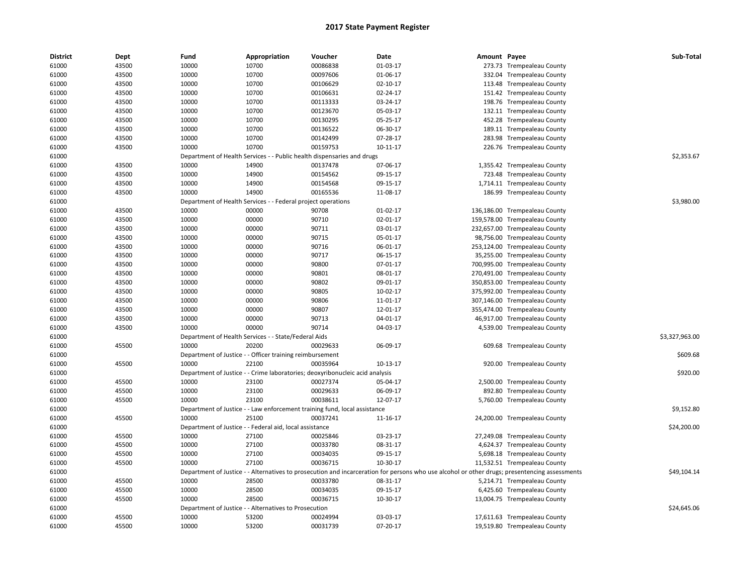# 2017 State Payment Register

| District | Dept | Fund | Appropriation | Voucher | Date | Amount | Payee | Sub-Total |
|---|---|---|---|---|---|---|---|---|
| 61000 | 43500 | 10000 | 10700 | 00086838 | 01-03-17 | 273.73 | Trempealeau County | |
| 61000 | 43500 | 10000 | 10700 | 00097606 | 01-06-17 | 332.04 | Trempealeau County | |
| 61000 | 43500 | 10000 | 10700 | 00106629 | 02-10-17 | 113.48 | Trempealeau County | |
| 61000 | 43500 | 10000 | 10700 | 00106631 | 02-24-17 | 151.42 | Trempealeau County | |
| 61000 | 43500 | 10000 | 10700 | 00113333 | 03-24-17 | 198.76 | Trempealeau County | |
| 61000 | 43500 | 10000 | 10700 | 00123670 | 05-03-17 | 132.11 | Trempealeau County | |
| 61000 | 43500 | 10000 | 10700 | 00130295 | 05-25-17 | 452.28 | Trempealeau County | |
| 61000 | 43500 | 10000 | 10700 | 00136522 | 06-30-17 | 189.11 | Trempealeau County | |
| 61000 | 43500 | 10000 | 10700 | 00142499 | 07-28-17 | 283.98 | Trempealeau County | |
| 61000 | 43500 | 10000 | 10700 | 00159753 | 10-11-17 | 226.76 | Trempealeau County | |
| 61000 | | Department of Health Services - - Public health dispensaries and drugs | | | | | | $2,353.67 |
| 61000 | 43500 | 10000 | 14900 | 00137478 | 07-06-17 | 1,355.42 | Trempealeau County | |
| 61000 | 43500 | 10000 | 14900 | 00154562 | 09-15-17 | 723.48 | Trempealeau County | |
| 61000 | 43500 | 10000 | 14900 | 00154568 | 09-15-17 | 1,714.11 | Trempealeau County | |
| 61000 | 43500 | 10000 | 14900 | 00165536 | 11-08-17 | 186.99 | Trempealeau County | |
| 61000 | | Department of Health Services - - Federal project operations | | | | | | $3,980.00 |
| 61000 | 43500 | 10000 | 00000 | 90708 | 01-02-17 | 136,186.00 | Trempealeau County | |
| 61000 | 43500 | 10000 | 00000 | 90710 | 02-01-17 | 159,578.00 | Trempealeau County | |
| 61000 | 43500 | 10000 | 00000 | 90711 | 03-01-17 | 232,657.00 | Trempealeau County | |
| 61000 | 43500 | 10000 | 00000 | 90715 | 05-01-17 | 98,756.00 | Trempealeau County | |
| 61000 | 43500 | 10000 | 00000 | 90716 | 06-01-17 | 253,124.00 | Trempealeau County | |
| 61000 | 43500 | 10000 | 00000 | 90717 | 06-15-17 | 35,255.00 | Trempealeau County | |
| 61000 | 43500 | 10000 | 00000 | 90800 | 07-01-17 | 700,995.00 | Trempealeau County | |
| 61000 | 43500 | 10000 | 00000 | 90801 | 08-01-17 | 270,491.00 | Trempealeau County | |
| 61000 | 43500 | 10000 | 00000 | 90802 | 09-01-17 | 350,853.00 | Trempealeau County | |
| 61000 | 43500 | 10000 | 00000 | 90805 | 10-02-17 | 375,992.00 | Trempealeau County | |
| 61000 | 43500 | 10000 | 00000 | 90806 | 11-01-17 | 307,146.00 | Trempealeau County | |
| 61000 | 43500 | 10000 | 00000 | 90807 | 12-01-17 | 355,474.00 | Trempealeau County | |
| 61000 | 43500 | 10000 | 00000 | 90713 | 04-01-17 | 46,917.00 | Trempealeau County | |
| 61000 | 43500 | 10000 | 00000 | 90714 | 04-03-17 | 4,539.00 | Trempealeau County | |
| 61000 | | Department of Health Services - - State/Federal Aids | | | | | | $3,327,963.00 |
| 61000 | 45500 | 10000 | 20200 | 00029633 | 06-09-17 | 609.68 | Trempealeau County | |
| 61000 | | Department of Justice - - Officer training reimbursement | | | | | | $609.68 |
| 61000 | 45500 | 10000 | 22100 | 00035964 | 10-13-17 | 920.00 | Trempealeau County | |
| 61000 | | Department of Justice - - Crime laboratories; deoxyribonucleic acid analysis | | | | | | $920.00 |
| 61000 | 45500 | 10000 | 23100 | 00027374 | 05-04-17 | 2,500.00 | Trempealeau County | |
| 61000 | 45500 | 10000 | 23100 | 00029633 | 06-09-17 | 892.80 | Trempealeau County | |
| 61000 | 45500 | 10000 | 23100 | 00038611 | 12-07-17 | 5,760.00 | Trempealeau County | |
| 61000 | | Department of Justice - - Law enforcement training fund, local assistance | | | | | | $9,152.80 |
| 61000 | 45500 | 10000 | 25100 | 00037241 | 11-16-17 | 24,200.00 | Trempealeau County | |
| 61000 | | Department of Justice - - Federal aid, local assistance | | | | | | $24,200.00 |
| 61000 | 45500 | 10000 | 27100 | 00025846 | 03-23-17 | 27,249.08 | Trempealeau County | |
| 61000 | 45500 | 10000 | 27100 | 00033780 | 08-31-17 | 4,624.37 | Trempealeau County | |
| 61000 | 45500 | 10000 | 27100 | 00034035 | 09-15-17 | 5,698.18 | Trempealeau County | |
| 61000 | 45500 | 10000 | 27100 | 00036715 | 10-30-17 | 11,532.51 | Trempealeau County | |
| 61000 | | Department of Justice - - Alternatives to prosecution and incarceration for persons who use alcohol or other drugs; presentencing assessments | | | | | | $49,104.14 |
| 61000 | 45500 | 10000 | 28500 | 00033780 | 08-31-17 | 5,214.71 | Trempealeau County | |
| 61000 | 45500 | 10000 | 28500 | 00034035 | 09-15-17 | 6,425.60 | Trempealeau County | |
| 61000 | 45500 | 10000 | 28500 | 00036715 | 10-30-17 | 13,004.75 | Trempealeau County | |
| 61000 | | Department of Justice - - Alternatives to Prosecution | | | | | | $24,645.06 |
| 61000 | 45500 | 10000 | 53200 | 00024994 | 03-03-17 | 17,611.63 | Trempealeau County | |
| 61000 | 45500 | 10000 | 53200 | 00031739 | 07-20-17 | 19,519.80 | Trempealeau County | |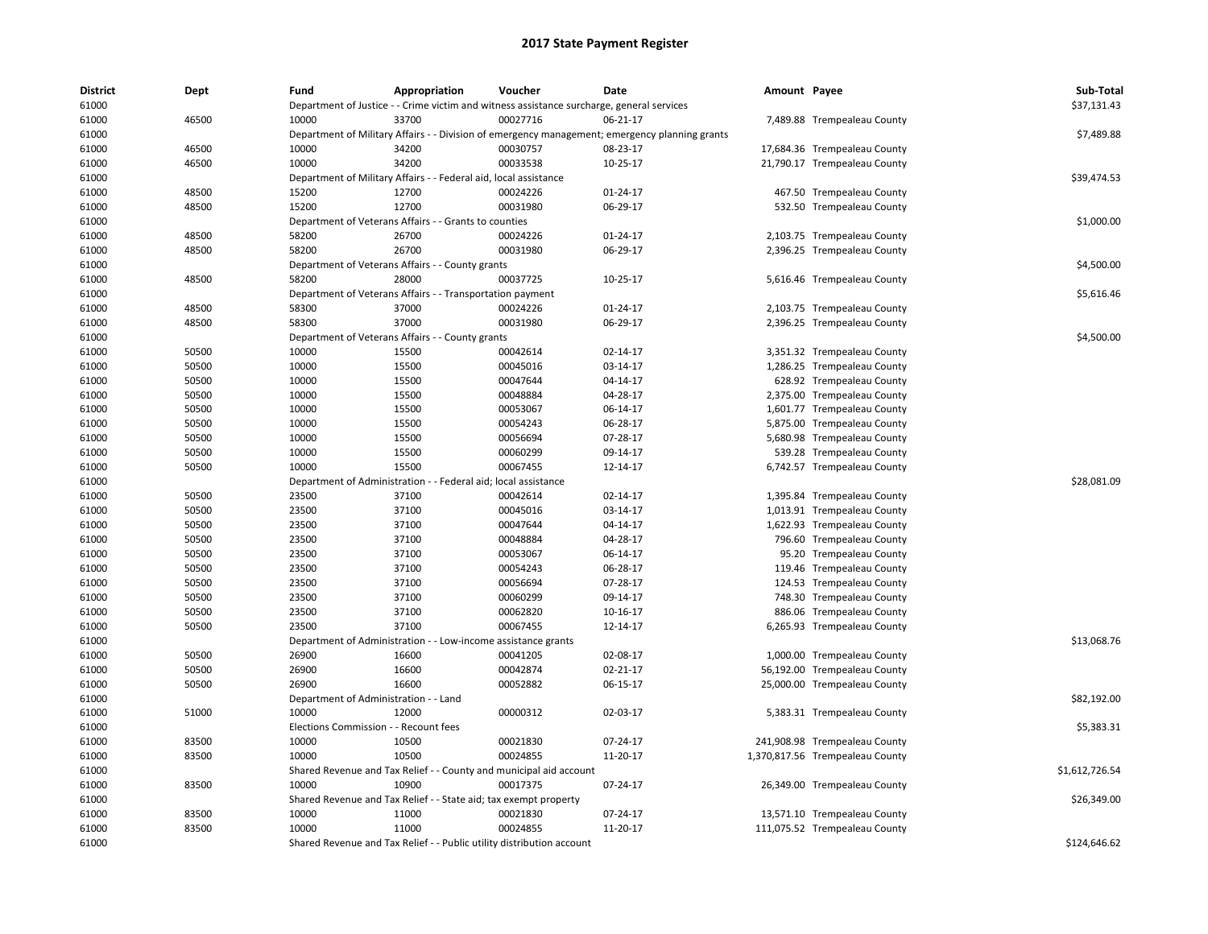# 2017 State Payment Register

| District | Dept | Fund | Appropriation | Voucher | Date | Amount | Payee | Sub-Total |
|---|---|---|---|---|---|---|---|---|
| 61000 | | Department of Justice - - Crime victim and witness assistance surcharge, general services | | | | | | $37,131.43 |
| 61000 | 46500 | 10000 | 33700 | 00027716 | 06-21-17 | 7,489.88 | Trempealeau County | |
| 61000 | | Department of Military Affairs - - Division of emergency management; emergency planning grants | | | | | | $7,489.88 |
| 61000 | 46500 | 10000 | 34200 | 00030757 | 08-23-17 | 17,684.36 | Trempealeau County | |
| 61000 | 46500 | 10000 | 34200 | 00033538 | 10-25-17 | 21,790.17 | Trempealeau County | |
| 61000 | | Department of Military Affairs - - Federal aid, local assistance | | | | | | $39,474.53 |
| 61000 | 48500 | 15200 | 12700 | 00024226 | 01-24-17 | 467.50 | Trempealeau County | |
| 61000 | 48500 | 15200 | 12700 | 00031980 | 06-29-17 | 532.50 | Trempealeau County | |
| 61000 | | Department of Veterans Affairs - - Grants to counties | | | | | | $1,000.00 |
| 61000 | 48500 | 58200 | 26700 | 00024226 | 01-24-17 | 2,103.75 | Trempealeau County | |
| 61000 | 48500 | 58200 | 26700 | 00031980 | 06-29-17 | 2,396.25 | Trempealeau County | |
| 61000 | | Department of Veterans Affairs - - County grants | | | | | | $4,500.00 |
| 61000 | 48500 | 58200 | 28000 | 00037725 | 10-25-17 | 5,616.46 | Trempealeau County | |
| 61000 | | Department of Veterans Affairs - - Transportation payment | | | | | | $5,616.46 |
| 61000 | 48500 | 58300 | 37000 | 00024226 | 01-24-17 | 2,103.75 | Trempealeau County | |
| 61000 | 48500 | 58300 | 37000 | 00031980 | 06-29-17 | 2,396.25 | Trempealeau County | |
| 61000 | | Department of Veterans Affairs - - County grants | | | | | | $4,500.00 |
| 61000 | 50500 | 10000 | 15500 | 00042614 | 02-14-17 | 3,351.32 | Trempealeau County | |
| 61000 | 50500 | 10000 | 15500 | 00045016 | 03-14-17 | 1,286.25 | Trempealeau County | |
| 61000 | 50500 | 10000 | 15500 | 00047644 | 04-14-17 | 628.92 | Trempealeau County | |
| 61000 | 50500 | 10000 | 15500 | 00048884 | 04-28-17 | 2,375.00 | Trempealeau County | |
| 61000 | 50500 | 10000 | 15500 | 00053067 | 06-14-17 | 1,601.77 | Trempealeau County | |
| 61000 | 50500 | 10000 | 15500 | 00054243 | 06-28-17 | 5,875.00 | Trempealeau County | |
| 61000 | 50500 | 10000 | 15500 | 00056694 | 07-28-17 | 5,680.98 | Trempealeau County | |
| 61000 | 50500 | 10000 | 15500 | 00060299 | 09-14-17 | 539.28 | Trempealeau County | |
| 61000 | 50500 | 10000 | 15500 | 00067455 | 12-14-17 | 6,742.57 | Trempealeau County | |
| 61000 | | Department of Administration - - Federal aid; local assistance | | | | | | $28,081.09 |
| 61000 | 50500 | 23500 | 37100 | 00042614 | 02-14-17 | 1,395.84 | Trempealeau County | |
| 61000 | 50500 | 23500 | 37100 | 00045016 | 03-14-17 | 1,013.91 | Trempealeau County | |
| 61000 | 50500 | 23500 | 37100 | 00047644 | 04-14-17 | 1,622.93 | Trempealeau County | |
| 61000 | 50500 | 23500 | 37100 | 00048884 | 04-28-17 | 796.60 | Trempealeau County | |
| 61000 | 50500 | 23500 | 37100 | 00053067 | 06-14-17 | 95.20 | Trempealeau County | |
| 61000 | 50500 | 23500 | 37100 | 00054243 | 06-28-17 | 119.46 | Trempealeau County | |
| 61000 | 50500 | 23500 | 37100 | 00056694 | 07-28-17 | 124.53 | Trempealeau County | |
| 61000 | 50500 | 23500 | 37100 | 00060299 | 09-14-17 | 748.30 | Trempealeau County | |
| 61000 | 50500 | 23500 | 37100 | 00062820 | 10-16-17 | 886.06 | Trempealeau County | |
| 61000 | 50500 | 23500 | 37100 | 00067455 | 12-14-17 | 6,265.93 | Trempealeau County | |
| 61000 | | Department of Administration - - Low-income assistance grants | | | | | | $13,068.76 |
| 61000 | 50500 | 26900 | 16600 | 00041205 | 02-08-17 | 1,000.00 | Trempealeau County | |
| 61000 | 50500 | 26900 | 16600 | 00042874 | 02-21-17 | 56,192.00 | Trempealeau County | |
| 61000 | 50500 | 26900 | 16600 | 00052882 | 06-15-17 | 25,000.00 | Trempealeau County | |
| 61000 | | Department of Administration - - Land | | | | | | $82,192.00 |
| 61000 | 51000 | 10000 | 12000 | 00000312 | 02-03-17 | 5,383.31 | Trempealeau County | |
| 61000 | | Elections Commission - - Recount fees | | | | | | $5,383.31 |
| 61000 | 83500 | 10000 | 10500 | 00021830 | 07-24-17 | 241,908.98 | Trempealeau County | |
| 61000 | 83500 | 10000 | 10500 | 00024855 | 11-20-17 | 1,370,817.56 | Trempealeau County | |
| 61000 | | Shared Revenue and Tax Relief - - County and municipal aid account | | | | | | $1,612,726.54 |
| 61000 | 83500 | 10000 | 10900 | 00017375 | 07-24-17 | 26,349.00 | Trempealeau County | |
| 61000 | | Shared Revenue and Tax Relief - - State aid; tax exempt property | | | | | | $26,349.00 |
| 61000 | 83500 | 10000 | 11000 | 00021830 | 07-24-17 | 13,571.10 | Trempealeau County | |
| 61000 | 83500 | 10000 | 11000 | 00024855 | 11-20-17 | 111,075.52 | Trempealeau County | |
| 61000 | | Shared Revenue and Tax Relief - - Public utility distribution account | | | | | | $124,646.62 |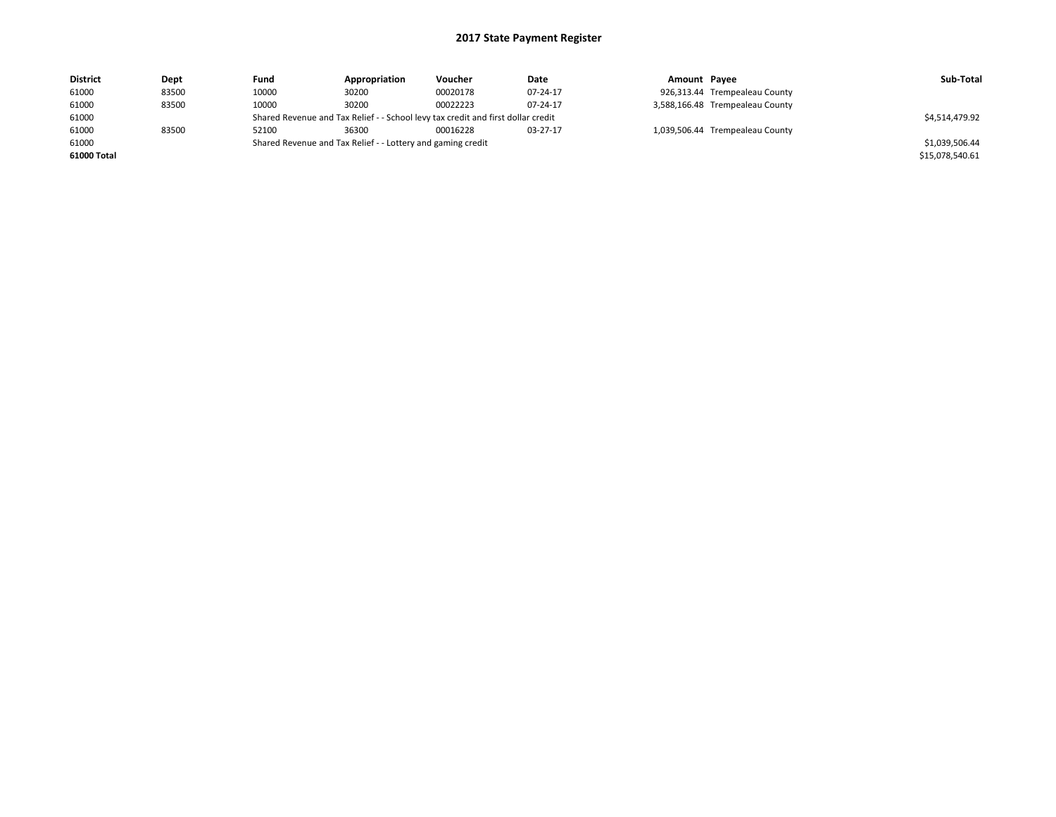# 2017 State Payment Register

| District | Dept | Fund | Appropriation | Voucher | Date | Amount | Payee | Sub-Total |
|---|---|---|---|---|---|---|---|---|
| 61000 | 83500 | 10000 | 30200 | 00020178 | 07-24-17 | 926,313.44 | Trempealeau County | |
| 61000 | 83500 | 10000 | 30200 | 00022223 | 07-24-17 | 3,588,166.48 | Trempealeau County | |
| 61000 | | Shared Revenue and Tax Relief - - School levy tax credit and first dollar credit | | | | | | $4,514,479.92 |
| 61000 | 83500 | 52100 | 36300 | 00016228 | 03-27-17 | 1,039,506.44 | Trempealeau County | |
| 61000 | | Shared Revenue and Tax Relief - - Lottery and gaming credit | | | | | | $1,039,506.44 |
| **61000 Total** | | | | | | | | $15,078,540.61 |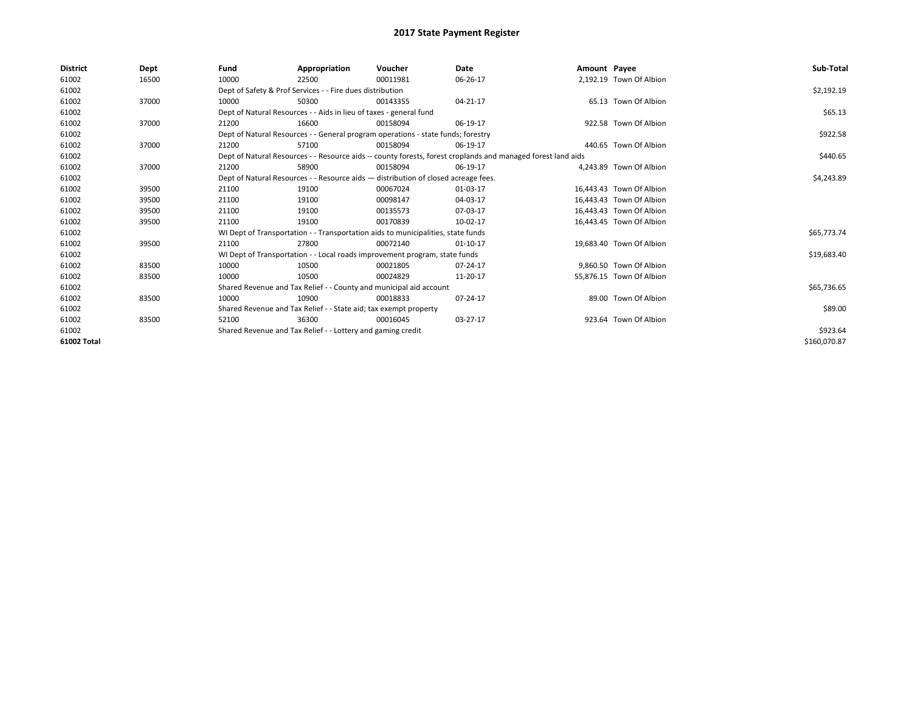# 2017 State Payment Register

| District | Dept | Fund | Appropriation | Voucher | Date | Amount | Payee | Sub-Total |
|---|---|---|---|---|---|---|---|---|
| 61002 | 16500 | 10000 | 22500 | 00011981 | 06-26-17 | 2,192.19 | Town Of Albion | |
| 61002 | | Dept of Safety & Prof Services - - Fire dues distribution | | | | | | $2,192.19 |
| 61002 | 37000 | 10000 | 50300 | 00143355 | 04-21-17 | 65.13 | Town Of Albion | |
| 61002 | | Dept of Natural Resources - - Aids in lieu of taxes - general fund | | | | | | $65.13 |
| 61002 | 37000 | 21200 | 16600 | 00158094 | 06-19-17 | 922.58 | Town Of Albion | |
| 61002 | | Dept of Natural Resources - - General program operations - state funds; forestry | | | | | | $922.58 |
| 61002 | 37000 | 21200 | 57100 | 00158094 | 06-19-17 | 440.65 | Town Of Albion | |
| 61002 | | Dept of Natural Resources - - Resource aids -- county forests, forest croplands and managed forest land aids | | | | | | $440.65 |
| 61002 | 37000 | 21200 | 58900 | 00158094 | 06-19-17 | 4,243.89 | Town Of Albion | |
| 61002 | | Dept of Natural Resources - - Resource aids — distribution of closed acreage fees. | | | | | | $4,243.89 |
| 61002 | 39500 | 21100 | 19100 | 00067024 | 01-03-17 | 16,443.43 | Town Of Albion | |
| 61002 | 39500 | 21100 | 19100 | 00098147 | 04-03-17 | 16,443.43 | Town Of Albion | |
| 61002 | 39500 | 21100 | 19100 | 00135573 | 07-03-17 | 16,443.43 | Town Of Albion | |
| 61002 | 39500 | 21100 | 19100 | 00170839 | 10-02-17 | 16,443.45 | Town Of Albion | |
| 61002 | | WI Dept of Transportation - - Transportation aids to municipalities, state funds | | | | | | $65,773.74 |
| 61002 | 39500 | 21100 | 27800 | 00072140 | 01-10-17 | 19,683.40 | Town Of Albion | |
| 61002 | | WI Dept of Transportation - - Local roads improvement program, state funds | | | | | | $19,683.40 |
| 61002 | 83500 | 10000 | 10500 | 00021805 | 07-24-17 | 9,860.50 | Town Of Albion | |
| 61002 | 83500 | 10000 | 10500 | 00024829 | 11-20-17 | 55,876.15 | Town Of Albion | |
| 61002 | | Shared Revenue and Tax Relief - - County and municipal aid account | | | | | | $65,736.65 |
| 61002 | 83500 | 10000 | 10900 | 00018833 | 07-24-17 | 89.00 | Town Of Albion | |
| 61002 | | Shared Revenue and Tax Relief - - State aid; tax exempt property | | | | | | $89.00 |
| 61002 | 83500 | 52100 | 36300 | 00016045 | 03-27-17 | 923.64 | Town Of Albion | |
| 61002 | | Shared Revenue and Tax Relief - - Lottery and gaming credit | | | | | | $923.64 |
| 61002 Total | | | | | | | | $160,070.87 |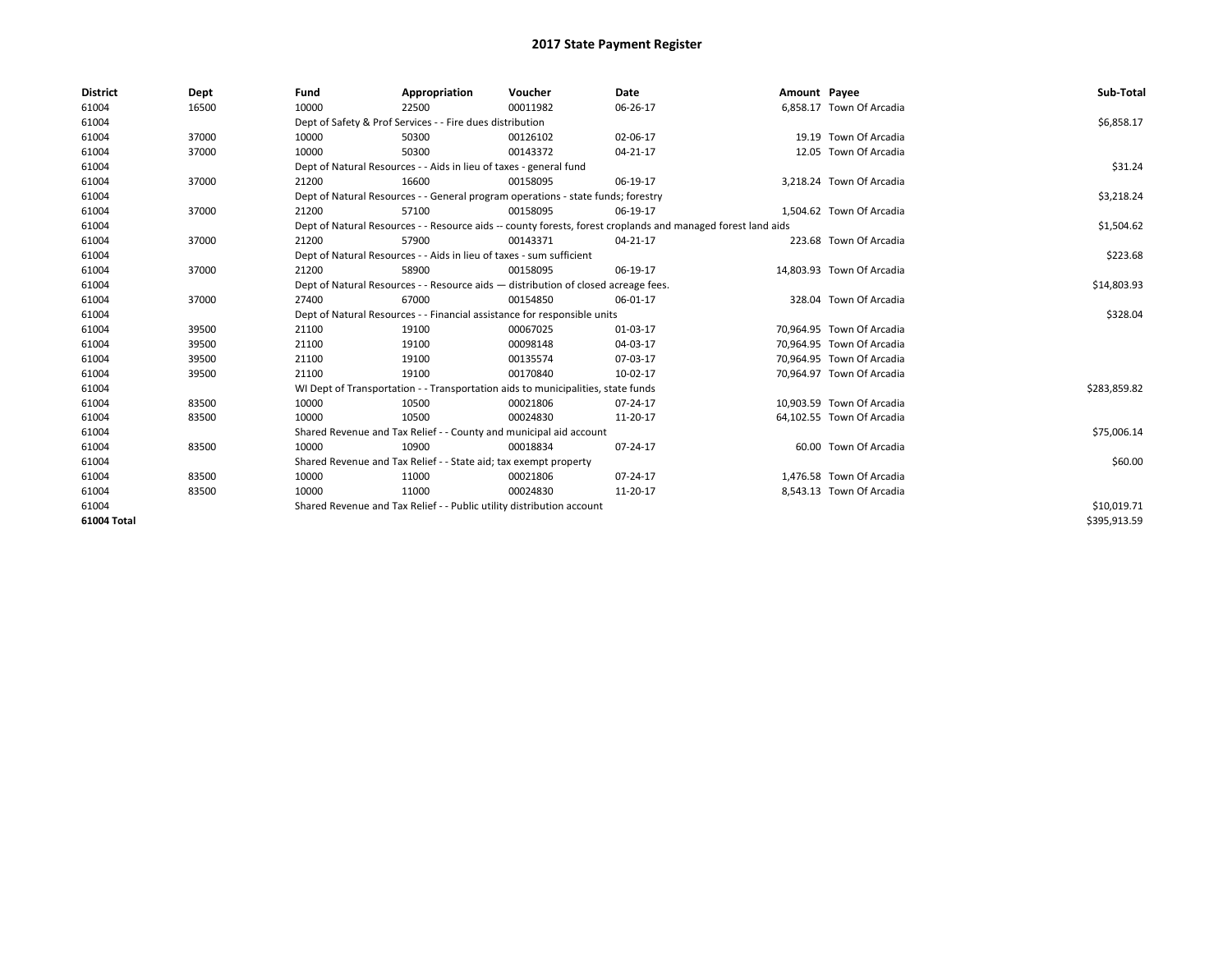# 2017 State Payment Register

| District | Dept | Fund | Appropriation | Voucher | Date | Amount | Payee | Sub-Total |
|---|---|---|---|---|---|---|---|---|
| 61004 | 16500 | 10000 | 22500 | 00011982 | 06-26-17 | 6,858.17 | Town Of Arcadia | |
| 61004 | | Dept of Safety & Prof Services - - Fire dues distribution | | | | | | $6,858.17 |
| 61004 | 37000 | 10000 | 50300 | 00126102 | 02-06-17 | 19.19 | Town Of Arcadia | |
| 61004 | 37000 | 10000 | 50300 | 00143372 | 04-21-17 | 12.05 | Town Of Arcadia | |
| 61004 | | Dept of Natural Resources - - Aids in lieu of taxes - general fund | | | | | | $31.24 |
| 61004 | 37000 | 21200 | 16600 | 00158095 | 06-19-17 | 3,218.24 | Town Of Arcadia | |
| 61004 | | Dept of Natural Resources - - General program operations - state funds; forestry | | | | | | $3,218.24 |
| 61004 | 37000 | 21200 | 57100 | 00158095 | 06-19-17 | 1,504.62 | Town Of Arcadia | |
| 61004 | | Dept of Natural Resources - - Resource aids -- county forests, forest croplands and managed forest land aids | | | | | | $1,504.62 |
| 61004 | 37000 | 21200 | 57900 | 00143371 | 04-21-17 | 223.68 | Town Of Arcadia | |
| 61004 | | Dept of Natural Resources - - Aids in lieu of taxes - sum sufficient | | | | | | $223.68 |
| 61004 | 37000 | 21200 | 58900 | 00158095 | 06-19-17 | 14,803.93 | Town Of Arcadia | |
| 61004 | | Dept of Natural Resources - - Resource aids — distribution of closed acreage fees. | | | | | | $14,803.93 |
| 61004 | 37000 | 27400 | 67000 | 00154850 | 06-01-17 | 328.04 | Town Of Arcadia | |
| 61004 | | Dept of Natural Resources - - Financial assistance for responsible units | | | | | | $328.04 |
| 61004 | 39500 | 21100 | 19100 | 00067025 | 01-03-17 | 70,964.95 | Town Of Arcadia | |
| 61004 | 39500 | 21100 | 19100 | 00098148 | 04-03-17 | 70,964.95 | Town Of Arcadia | |
| 61004 | 39500 | 21100 | 19100 | 00135574 | 07-03-17 | 70,964.95 | Town Of Arcadia | |
| 61004 | 39500 | 21100 | 19100 | 00170840 | 10-02-17 | 70,964.97 | Town Of Arcadia | |
| 61004 | | WI Dept of Transportation - - Transportation aids to municipalities, state funds | | | | | | $283,859.82 |
| 61004 | 83500 | 10000 | 10500 | 00021806 | 07-24-17 | 10,903.59 | Town Of Arcadia | |
| 61004 | 83500 | 10000 | 10500 | 00024830 | 11-20-17 | 64,102.55 | Town Of Arcadia | |
| 61004 | | Shared Revenue and Tax Relief - - County and municipal aid account | | | | | | $75,006.14 |
| 61004 | 83500 | 10000 | 10900 | 00018834 | 07-24-17 | 60.00 | Town Of Arcadia | |
| 61004 | | Shared Revenue and Tax Relief - - State aid; tax exempt property | | | | | | $60.00 |
| 61004 | 83500 | 10000 | 11000 | 00021806 | 07-24-17 | 1,476.58 | Town Of Arcadia | |
| 61004 | 83500 | 10000 | 11000 | 00024830 | 11-20-17 | 8,543.13 | Town Of Arcadia | |
| 61004 | | Shared Revenue and Tax Relief - - Public utility distribution account | | | | | | $10,019.71 |
| **61004 Total** | | | | | | | | $395,913.59 |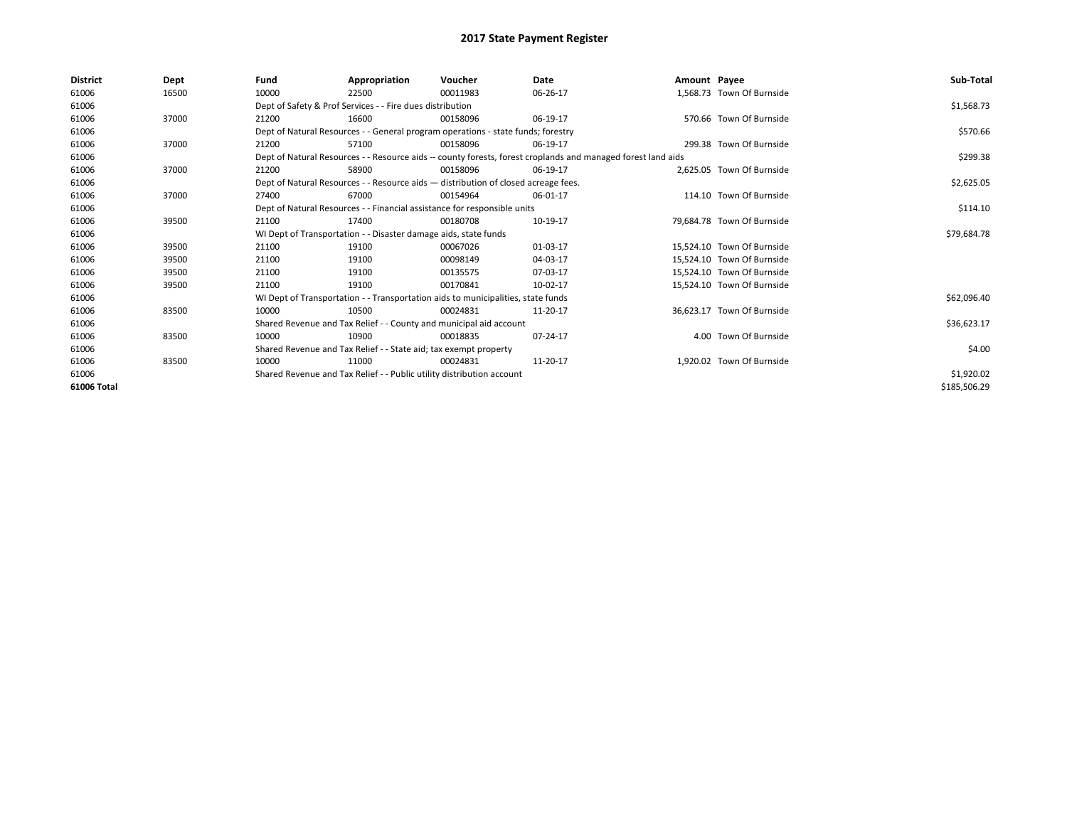# 2017 State Payment Register

| District | Dept | Fund | Appropriation | Voucher | Date | Amount | Payee | Sub-Total |
|---|---|---|---|---|---|---|---|---|
| 61006 | 16500 | 10000 | 22500 | 00011983 | 06-26-17 | 1,568.73 | Town Of Burnside | |
| 61006 | | Dept of Safety & Prof Services - - Fire dues distribution | | | | | | $1,568.73 |
| 61006 | 37000 | 21200 | 16600 | 00158096 | 06-19-17 | 570.66 | Town Of Burnside | |
| 61006 | | Dept of Natural Resources - - General program operations - state funds; forestry | | | | | | $570.66 |
| 61006 | 37000 | 21200 | 57100 | 00158096 | 06-19-17 | 299.38 | Town Of Burnside | |
| 61006 | | Dept of Natural Resources - - Resource aids -- county forests, forest croplands and managed forest land aids | | | | | | $299.38 |
| 61006 | 37000 | 21200 | 58900 | 00158096 | 06-19-17 | 2,625.05 | Town Of Burnside | |
| 61006 | | Dept of Natural Resources - - Resource aids — distribution of closed acreage fees. | | | | | | $2,625.05 |
| 61006 | 37000 | 27400 | 67000 | 00154964 | 06-01-17 | 114.10 | Town Of Burnside | |
| 61006 | | Dept of Natural Resources - - Financial assistance for responsible units | | | | | | $114.10 |
| 61006 | 39500 | 21100 | 17400 | 00180708 | 10-19-17 | 79,684.78 | Town Of Burnside | |
| 61006 | | WI Dept of Transportation - - Disaster damage aids, state funds | | | | | | $79,684.78 |
| 61006 | 39500 | 21100 | 19100 | 00067026 | 01-03-17 | 15,524.10 | Town Of Burnside | |
| 61006 | 39500 | 21100 | 19100 | 00098149 | 04-03-17 | 15,524.10 | Town Of Burnside | |
| 61006 | 39500 | 21100 | 19100 | 00135575 | 07-03-17 | 15,524.10 | Town Of Burnside | |
| 61006 | 39500 | 21100 | 19100 | 00170841 | 10-02-17 | 15,524.10 | Town Of Burnside | |
| 61006 | | WI Dept of Transportation - - Transportation aids to municipalities, state funds | | | | | | $62,096.40 |
| 61006 | 83500 | 10000 | 10500 | 00024831 | 11-20-17 | 36,623.17 | Town Of Burnside | |
| 61006 | | Shared Revenue and Tax Relief - - County and municipal aid account | | | | | | $36,623.17 |
| 61006 | 83500 | 10000 | 10900 | 00018835 | 07-24-17 | 4.00 | Town Of Burnside | |
| 61006 | | Shared Revenue and Tax Relief - - State aid; tax exempt property | | | | | | $4.00 |
| 61006 | 83500 | 10000 | 11000 | 00024831 | 11-20-17 | 1,920.02 | Town Of Burnside | |
| 61006 | | Shared Revenue and Tax Relief - - Public utility distribution account | | | | | | $1,920.02 |
| **61006 Total** | | | | | | | | $185,506.29 |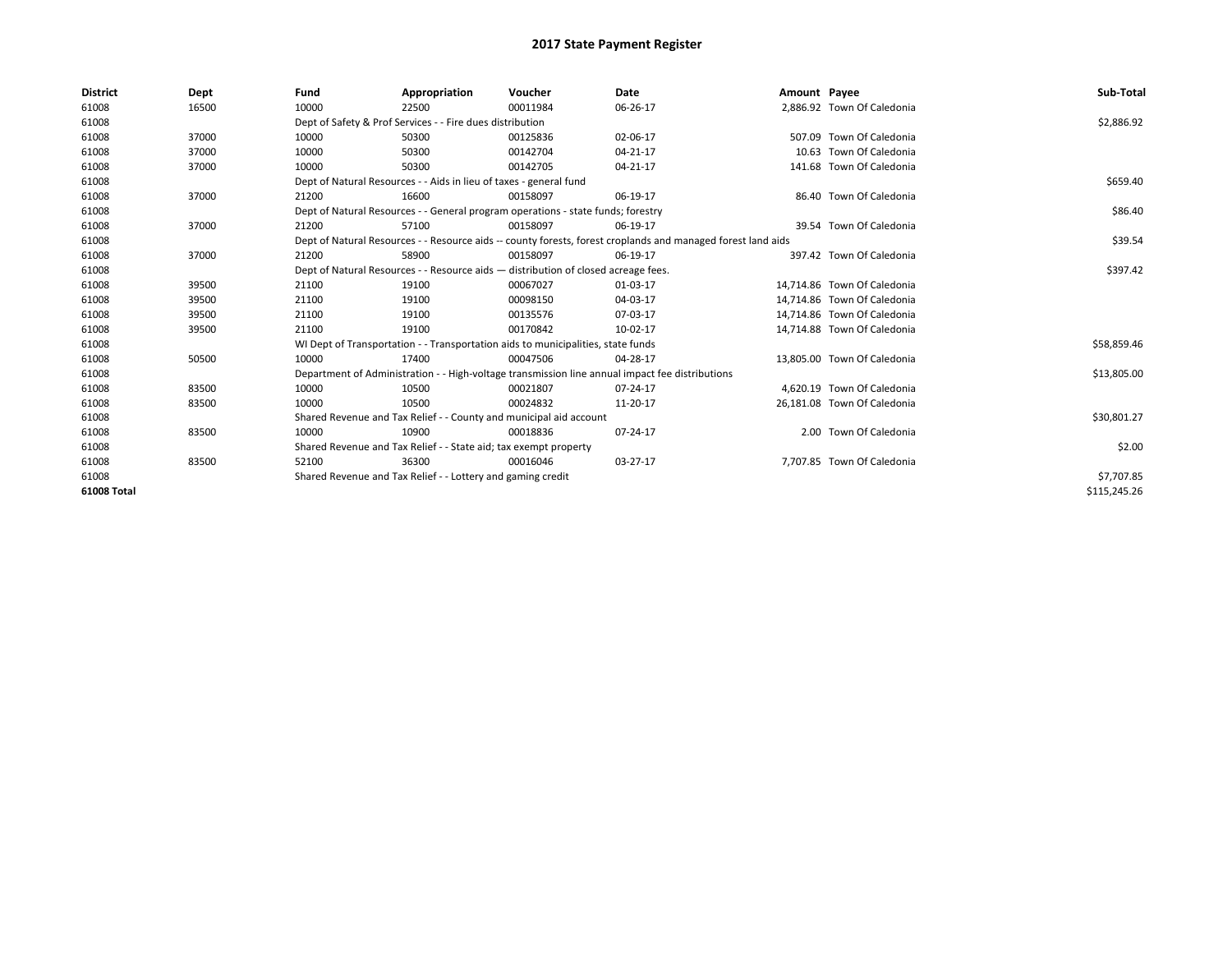# 2017 State Payment Register

| District | Dept | Fund | Appropriation | Voucher | Date | Amount | Payee | Sub-Total |
|---|---|---|---|---|---|---|---|---|
| 61008 | 16500 | 10000 | 22500 | 00011984 | 06-26-17 | 2,886.92 | Town Of Caledonia | |
| 61008 | | Dept of Safety & Prof Services - - Fire dues distribution | | | | | | $2,886.92 |
| 61008 | 37000 | 10000 | 50300 | 00125836 | 02-06-17 | 507.09 | Town Of Caledonia | |
| 61008 | 37000 | 10000 | 50300 | 00142704 | 04-21-17 | 10.63 | Town Of Caledonia | |
| 61008 | 37000 | 10000 | 50300 | 00142705 | 04-21-17 | 141.68 | Town Of Caledonia | |
| 61008 | | Dept of Natural Resources - - Aids in lieu of taxes - general fund | | | | | | $659.40 |
| 61008 | 37000 | 21200 | 16600 | 00158097 | 06-19-17 | 86.40 | Town Of Caledonia | |
| 61008 | | Dept of Natural Resources - - General program operations - state funds; forestry | | | | | | $86.40 |
| 61008 | 37000 | 21200 | 57100 | 00158097 | 06-19-17 | 39.54 | Town Of Caledonia | |
| 61008 | | Dept of Natural Resources - - Resource aids -- county forests, forest croplands and managed forest land aids | | | | | | $39.54 |
| 61008 | 37000 | 21200 | 58900 | 00158097 | 06-19-17 | 397.42 | Town Of Caledonia | |
| 61008 | | Dept of Natural Resources - - Resource aids — distribution of closed acreage fees. | | | | | | $397.42 |
| 61008 | 39500 | 21100 | 19100 | 00067027 | 01-03-17 | 14,714.86 | Town Of Caledonia | |
| 61008 | 39500 | 21100 | 19100 | 00098150 | 04-03-17 | 14,714.86 | Town Of Caledonia | |
| 61008 | 39500 | 21100 | 19100 | 00135576 | 07-03-17 | 14,714.86 | Town Of Caledonia | |
| 61008 | 39500 | 21100 | 19100 | 00170842 | 10-02-17 | 14,714.88 | Town Of Caledonia | |
| 61008 | | WI Dept of Transportation - - Transportation aids to municipalities, state funds | | | | | | $58,859.46 |
| 61008 | 50500 | 10000 | 17400 | 00047506 | 04-28-17 | 13,805.00 | Town Of Caledonia | |
| 61008 | | Department of Administration - - High-voltage transmission line annual impact fee distributions | | | | | | $13,805.00 |
| 61008 | 83500 | 10000 | 10500 | 00021807 | 07-24-17 | 4,620.19 | Town Of Caledonia | |
| 61008 | 83500 | 10000 | 10500 | 00024832 | 11-20-17 | 26,181.08 | Town Of Caledonia | |
| 61008 | | Shared Revenue and Tax Relief - - County and municipal aid account | | | | | | $30,801.27 |
| 61008 | 83500 | 10000 | 10900 | 00018836 | 07-24-17 | 2.00 | Town Of Caledonia | |
| 61008 | | Shared Revenue and Tax Relief - - State aid; tax exempt property | | | | | | $2.00 |
| 61008 | 83500 | 52100 | 36300 | 00016046 | 03-27-17 | 7,707.85 | Town Of Caledonia | |
| 61008 | | Shared Revenue and Tax Relief - - Lottery and gaming credit | | | | | | $7,707.85 |
| 61008 Total | | | | | | | | $115,245.26 |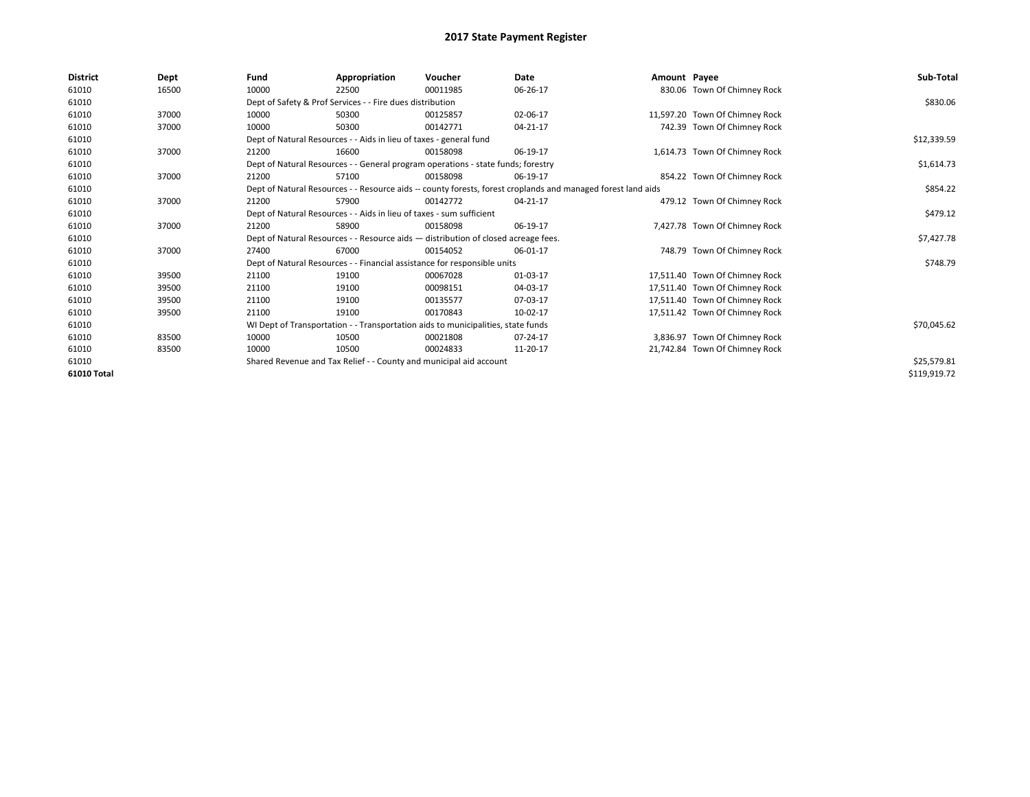# 2017 State Payment Register

| District | Dept | Fund | Appropriation | Voucher | Date | Amount | Payee | Sub-Total |
|---|---|---|---|---|---|---|---|---|
| 61010 | 16500 | 10000 | 22500 | 00011985 | 06-26-17 | 830.06 | Town Of Chimney Rock | |
| 61010 | | Dept of Safety & Prof Services - - Fire dues distribution | | | | | | $830.06 |
| 61010 | 37000 | 10000 | 50300 | 00125857 | 02-06-17 | 11,597.20 | Town Of Chimney Rock | |
| 61010 | 37000 | 10000 | 50300 | 00142771 | 04-21-17 | 742.39 | Town Of Chimney Rock | |
| 61010 | | Dept of Natural Resources - - Aids in lieu of taxes - general fund | | | | | | $12,339.59 |
| 61010 | 37000 | 21200 | 16600 | 00158098 | 06-19-17 | 1,614.73 | Town Of Chimney Rock | |
| 61010 | | Dept of Natural Resources - - General program operations - state funds; forestry | | | | | | $1,614.73 |
| 61010 | 37000 | 21200 | 57100 | 00158098 | 06-19-17 | 854.22 | Town Of Chimney Rock | |
| 61010 | | Dept of Natural Resources - - Resource aids -- county forests, forest croplands and managed forest land aids | | | | | | $854.22 |
| 61010 | 37000 | 21200 | 57900 | 00142772 | 04-21-17 | 479.12 | Town Of Chimney Rock | |
| 61010 | | Dept of Natural Resources - - Aids in lieu of taxes - sum sufficient | | | | | | $479.12 |
| 61010 | 37000 | 21200 | 58900 | 00158098 | 06-19-17 | 7,427.78 | Town Of Chimney Rock | |
| 61010 | | Dept of Natural Resources - - Resource aids — distribution of closed acreage fees. | | | | | | $7,427.78 |
| 61010 | 37000 | 27400 | 67000 | 00154052 | 06-01-17 | 748.79 | Town Of Chimney Rock | |
| 61010 | | Dept of Natural Resources - - Financial assistance for responsible units | | | | | | $748.79 |
| 61010 | 39500 | 21100 | 19100 | 00067028 | 01-03-17 | 17,511.40 | Town Of Chimney Rock | |
| 61010 | 39500 | 21100 | 19100 | 00098151 | 04-03-17 | 17,511.40 | Town Of Chimney Rock | |
| 61010 | 39500 | 21100 | 19100 | 00135577 | 07-03-17 | 17,511.40 | Town Of Chimney Rock | |
| 61010 | 39500 | 21100 | 19100 | 00170843 | 10-02-17 | 17,511.42 | Town Of Chimney Rock | |
| 61010 | | WI Dept of Transportation - - Transportation aids to municipalities, state funds | | | | | | $70,045.62 |
| 61010 | 83500 | 10000 | 10500 | 00021808 | 07-24-17 | 3,836.97 | Town Of Chimney Rock | |
| 61010 | 83500 | 10000 | 10500 | 00024833 | 11-20-17 | 21,742.84 | Town Of Chimney Rock | |
| 61010 | | Shared Revenue and Tax Relief - - County and municipal aid account | | | | | | $25,579.81 |
| **61010 Total** | | | | | | | | $119,919.72 |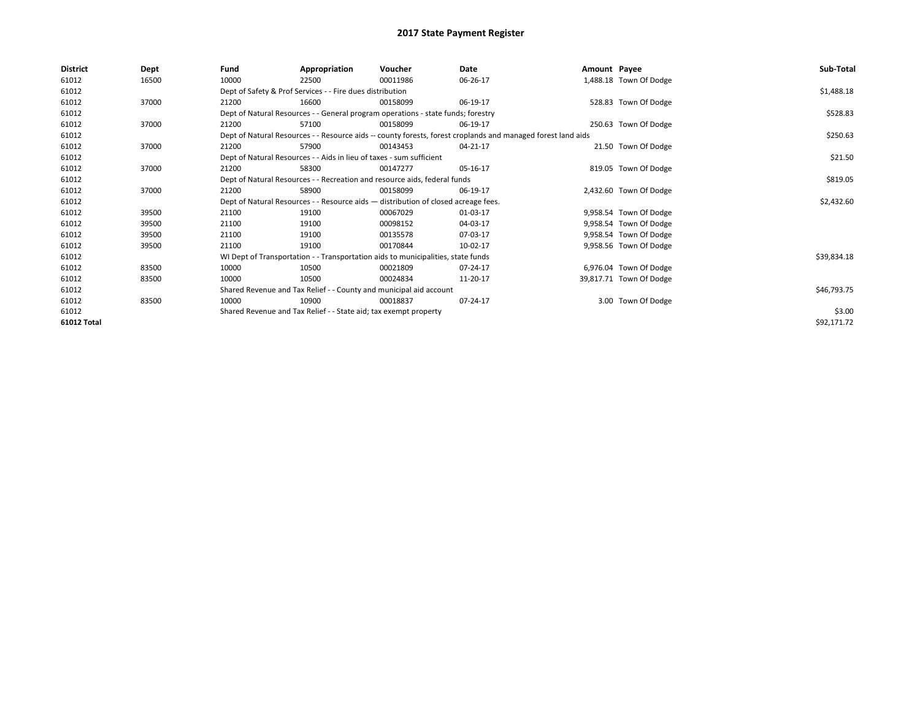# 2017 State Payment Register

| District | Dept | Fund | Appropriation | Voucher | Date | Amount | Payee | Sub-Total |
|---|---|---|---|---|---|---|---|---|
| 61012 | 16500 | 10000 | 22500 | 00011986 | 06-26-17 | 1,488.18 | Town Of Dodge | |
| 61012 | | Dept of Safety & Prof Services - - Fire dues distribution | | | | | | $1,488.18 |
| 61012 | 37000 | 21200 | 16600 | 00158099 | 06-19-17 | 528.83 | Town Of Dodge | |
| 61012 | | Dept of Natural Resources - - General program operations - state funds; forestry | | | | | | $528.83 |
| 61012 | 37000 | 21200 | 57100 | 00158099 | 06-19-17 | 250.63 | Town Of Dodge | |
| 61012 | | Dept of Natural Resources - - Resource aids -- county forests, forest croplands and managed forest land aids | | | | | | $250.63 |
| 61012 | 37000 | 21200 | 57900 | 00143453 | 04-21-17 | 21.50 | Town Of Dodge | |
| 61012 | | Dept of Natural Resources - - Aids in lieu of taxes - sum sufficient | | | | | | $21.50 |
| 61012 | 37000 | 21200 | 58300 | 00147277 | 05-16-17 | 819.05 | Town Of Dodge | |
| 61012 | | Dept of Natural Resources - - Recreation and resource aids, federal funds | | | | | | $819.05 |
| 61012 | 37000 | 21200 | 58900 | 00158099 | 06-19-17 | 2,432.60 | Town Of Dodge | |
| 61012 | | Dept of Natural Resources - - Resource aids — distribution of closed acreage fees. | | | | | | $2,432.60 |
| 61012 | 39500 | 21100 | 19100 | 00067029 | 01-03-17 | 9,958.54 | Town Of Dodge | |
| 61012 | 39500 | 21100 | 19100 | 00098152 | 04-03-17 | 9,958.54 | Town Of Dodge | |
| 61012 | 39500 | 21100 | 19100 | 00135578 | 07-03-17 | 9,958.54 | Town Of Dodge | |
| 61012 | 39500 | 21100 | 19100 | 00170844 | 10-02-17 | 9,958.56 | Town Of Dodge | |
| 61012 | | WI Dept of Transportation - - Transportation aids to municipalities, state funds | | | | | | $39,834.18 |
| 61012 | 83500 | 10000 | 10500 | 00021809 | 07-24-17 | 6,976.04 | Town Of Dodge | |
| 61012 | 83500 | 10000 | 10500 | 00024834 | 11-20-17 | 39,817.71 | Town Of Dodge | |
| 61012 | | Shared Revenue and Tax Relief - - County and municipal aid account | | | | | | $46,793.75 |
| 61012 | 83500 | 10000 | 10900 | 00018837 | 07-24-17 | 3.00 | Town Of Dodge | |
| 61012 | | Shared Revenue and Tax Relief - - State aid; tax exempt property | | | | | | $3.00 |
| 61012 Total | | | | | | | | $92,171.72 |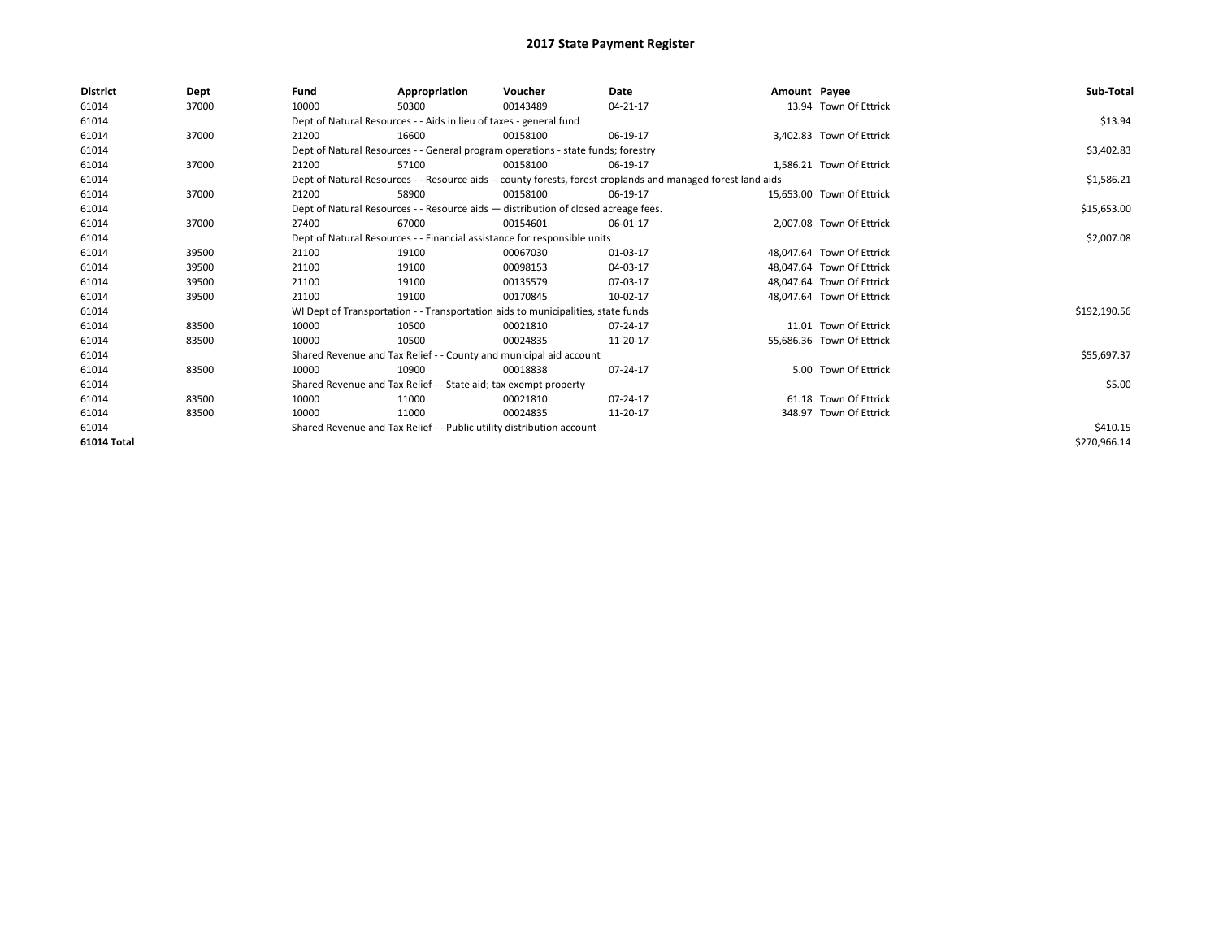# 2017 State Payment Register

| District | Dept | Fund | Appropriation | Voucher | Date | Amount | Payee | Sub-Total |
|---|---|---|---|---|---|---|---|---|
| 61014 | 37000 | 10000 | 50300 | 00143489 | 04-21-17 | 13.94 | Town Of Ettrick | |
| 61014 | | Dept of Natural Resources - - Aids in lieu of taxes - general fund | | | | | | $13.94 |
| 61014 | 37000 | 21200 | 16600 | 00158100 | 06-19-17 | 3,402.83 | Town Of Ettrick | |
| 61014 | | Dept of Natural Resources - - General program operations - state funds; forestry | | | | | | $3,402.83 |
| 61014 | 37000 | 21200 | 57100 | 00158100 | 06-19-17 | 1,586.21 | Town Of Ettrick | |
| 61014 | | Dept of Natural Resources - - Resource aids -- county forests, forest croplands and managed forest land aids | | | | | | $1,586.21 |
| 61014 | 37000 | 21200 | 58900 | 00158100 | 06-19-17 | 15,653.00 | Town Of Ettrick | |
| 61014 | | Dept of Natural Resources - - Resource aids — distribution of closed acreage fees. | | | | | | $15,653.00 |
| 61014 | 37000 | 27400 | 67000 | 00154601 | 06-01-17 | 2,007.08 | Town Of Ettrick | |
| 61014 | | Dept of Natural Resources - - Financial assistance for responsible units | | | | | | $2,007.08 |
| 61014 | 39500 | 21100 | 19100 | 00067030 | 01-03-17 | 48,047.64 | Town Of Ettrick | |
| 61014 | 39500 | 21100 | 19100 | 00098153 | 04-03-17 | 48,047.64 | Town Of Ettrick | |
| 61014 | 39500 | 21100 | 19100 | 00135579 | 07-03-17 | 48,047.64 | Town Of Ettrick | |
| 61014 | 39500 | 21100 | 19100 | 00170845 | 10-02-17 | 48,047.64 | Town Of Ettrick | |
| 61014 | | WI Dept of Transportation - - Transportation aids to municipalities, state funds | | | | | | $192,190.56 |
| 61014 | 83500 | 10000 | 10500 | 00021810 | 07-24-17 | 11.01 | Town Of Ettrick | |
| 61014 | 83500 | 10000 | 10500 | 00024835 | 11-20-17 | 55,686.36 | Town Of Ettrick | |
| 61014 | | Shared Revenue and Tax Relief - - County and municipal aid account | | | | | | $55,697.37 |
| 61014 | 83500 | 10000 | 10900 | 00018838 | 07-24-17 | 5.00 | Town Of Ettrick | |
| 61014 | | Shared Revenue and Tax Relief - - State aid; tax exempt property | | | | | | $5.00 |
| 61014 | 83500 | 10000 | 11000 | 00021810 | 07-24-17 | 61.18 | Town Of Ettrick | |
| 61014 | 83500 | 10000 | 11000 | 00024835 | 11-20-17 | 348.97 | Town Of Ettrick | |
| 61014 | | Shared Revenue and Tax Relief - - Public utility distribution account | | | | | | $410.15 |
| **61014 Total** | | | | | | | | $270,966.14 |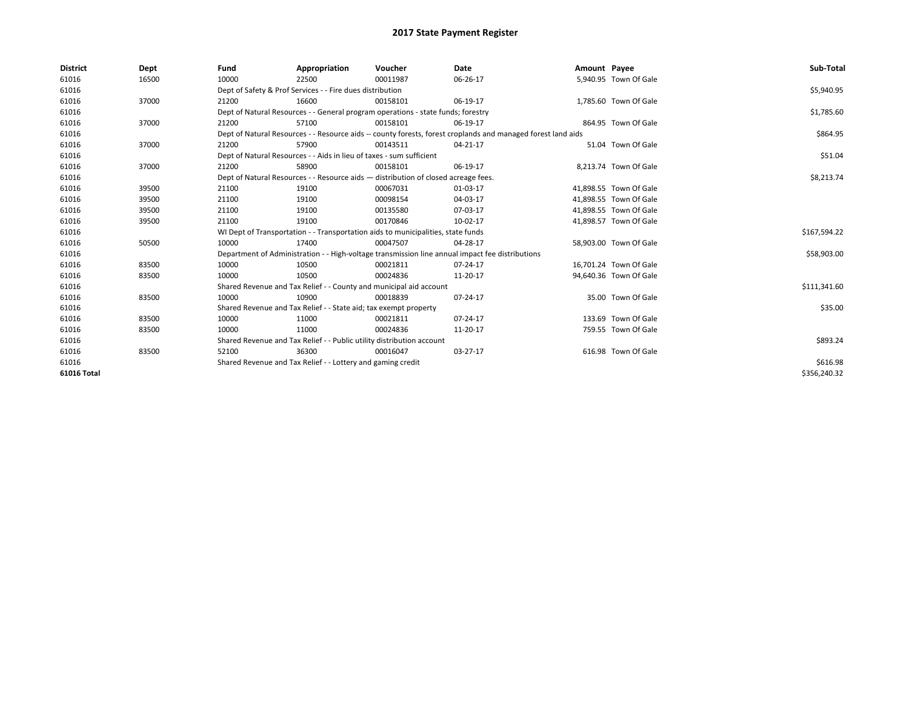# 2017 State Payment Register

| District | Dept | Fund | Appropriation | Voucher | Date | Amount | Payee | Sub-Total |
| --- | --- | --- | --- | --- | --- | --- | --- | --- |
| 61016 | 16500 | 10000 | 22500 | 00011987 | 06-26-17 | 5,940.95 | Town Of Gale | |
| 61016 | | Dept of Safety & Prof Services - - Fire dues distribution | | | | | | $5,940.95 |
| 61016 | 37000 | 21200 | 16600 | 00158101 | 06-19-17 | 1,785.60 | Town Of Gale | |
| 61016 | | Dept of Natural Resources - - General program operations - state funds; forestry | | | | | | $1,785.60 |
| 61016 | 37000 | 21200 | 57100 | 00158101 | 06-19-17 | 864.95 | Town Of Gale | |
| 61016 | | Dept of Natural Resources - - Resource aids -- county forests, forest croplands and managed forest land aids | | | | | | $864.95 |
| 61016 | 37000 | 21200 | 57900 | 00143511 | 04-21-17 | 51.04 | Town Of Gale | |
| 61016 | | Dept of Natural Resources - - Aids in lieu of taxes - sum sufficient | | | | | | $51.04 |
| 61016 | 37000 | 21200 | 58900 | 00158101 | 06-19-17 | 8,213.74 | Town Of Gale | |
| 61016 | | Dept of Natural Resources - - Resource aids — distribution of closed acreage fees. | | | | | | $8,213.74 |
| 61016 | 39500 | 21100 | 19100 | 00067031 | 01-03-17 | 41,898.55 | Town Of Gale | |
| 61016 | 39500 | 21100 | 19100 | 00098154 | 04-03-17 | 41,898.55 | Town Of Gale | |
| 61016 | 39500 | 21100 | 19100 | 00135580 | 07-03-17 | 41,898.55 | Town Of Gale | |
| 61016 | 39500 | 21100 | 19100 | 00170846 | 10-02-17 | 41,898.57 | Town Of Gale | |
| 61016 | | WI Dept of Transportation - - Transportation aids to municipalities, state funds | | | | | | $167,594.22 |
| 61016 | 50500 | 10000 | 17400 | 00047507 | 04-28-17 | 58,903.00 | Town Of Gale | |
| 61016 | | Department of Administration - - High-voltage transmission line annual impact fee distributions | | | | | | $58,903.00 |
| 61016 | 83500 | 10000 | 10500 | 00021811 | 07-24-17 | 16,701.24 | Town Of Gale | |
| 61016 | 83500 | 10000 | 10500 | 00024836 | 11-20-17 | 94,640.36 | Town Of Gale | |
| 61016 | | Shared Revenue and Tax Relief - - County and municipal aid account | | | | | | $111,341.60 |
| 61016 | 83500 | 10000 | 10900 | 00018839 | 07-24-17 | 35.00 | Town Of Gale | |
| 61016 | | Shared Revenue and Tax Relief - - State aid; tax exempt property | | | | | | $35.00 |
| 61016 | 83500 | 10000 | 11000 | 00021811 | 07-24-17 | 133.69 | Town Of Gale | |
| 61016 | 83500 | 10000 | 11000 | 00024836 | 11-20-17 | 759.55 | Town Of Gale | |
| 61016 | | Shared Revenue and Tax Relief - - Public utility distribution account | | | | | | $893.24 |
| 61016 | 83500 | 52100 | 36300 | 00016047 | 03-27-17 | 616.98 | Town Of Gale | |
| 61016 | | Shared Revenue and Tax Relief - - Lottery and gaming credit | | | | | | $616.98 |
| **61016 Total** | | | | | | | | $356,240.32 |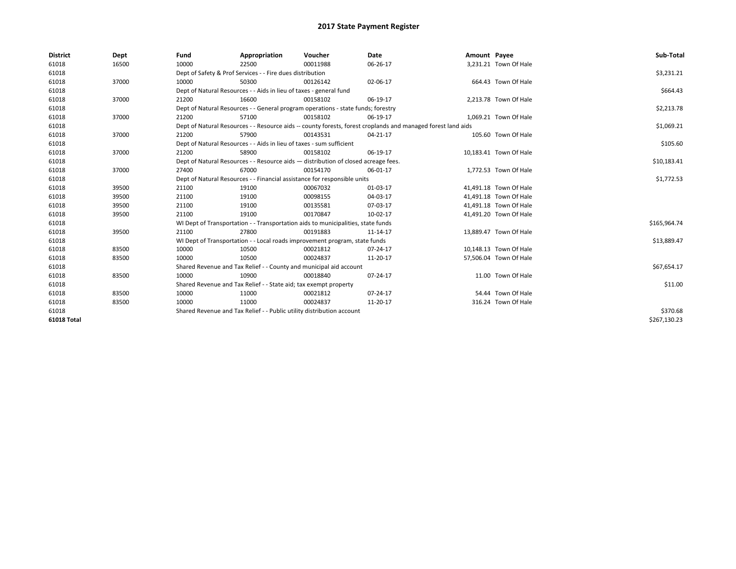# 2017 State Payment Register

| District | Dept | Fund | Appropriation | Voucher | Date | Amount | Payee | Sub-Total |
|---|---|---|---|---|---|---|---|---|
| 61018 | 16500 | 10000 | 22500 | 00011988 | 06-26-17 | 3,231.21 | Town Of Hale | |
| 61018 | | Dept of Safety & Prof Services - - Fire dues distribution | | | | | | $3,231.21 |
| 61018 | 37000 | 10000 | 50300 | 00126142 | 02-06-17 | 664.43 | Town Of Hale | |
| 61018 | | Dept of Natural Resources - - Aids in lieu of taxes - general fund | | | | | | $664.43 |
| 61018 | 37000 | 21200 | 16600 | 00158102 | 06-19-17 | 2,213.78 | Town Of Hale | |
| 61018 | | Dept of Natural Resources - - General program operations - state funds; forestry | | | | | | $2,213.78 |
| 61018 | 37000 | 21200 | 57100 | 00158102 | 06-19-17 | 1,069.21 | Town Of Hale | |
| 61018 | | Dept of Natural Resources - - Resource aids -- county forests, forest croplands and managed forest land aids | | | | | | $1,069.21 |
| 61018 | 37000 | 21200 | 57900 | 00143531 | 04-21-17 | 105.60 | Town Of Hale | |
| 61018 | | Dept of Natural Resources - - Aids in lieu of taxes - sum sufficient | | | | | | $105.60 |
| 61018 | 37000 | 21200 | 58900 | 00158102 | 06-19-17 | 10,183.41 | Town Of Hale | |
| 61018 | | Dept of Natural Resources - - Resource aids — distribution of closed acreage fees. | | | | | | $10,183.41 |
| 61018 | 37000 | 27400 | 67000 | 00154170 | 06-01-17 | 1,772.53 | Town Of Hale | |
| 61018 | | Dept of Natural Resources - - Financial assistance for responsible units | | | | | | $1,772.53 |
| 61018 | 39500 | 21100 | 19100 | 00067032 | 01-03-17 | 41,491.18 | Town Of Hale | |
| 61018 | 39500 | 21100 | 19100 | 00098155 | 04-03-17 | 41,491.18 | Town Of Hale | |
| 61018 | 39500 | 21100 | 19100 | 00135581 | 07-03-17 | 41,491.18 | Town Of Hale | |
| 61018 | 39500 | 21100 | 19100 | 00170847 | 10-02-17 | 41,491.20 | Town Of Hale | |
| 61018 | | WI Dept of Transportation - - Transportation aids to municipalities, state funds | | | | | | $165,964.74 |
| 61018 | 39500 | 21100 | 27800 | 00191883 | 11-14-17 | 13,889.47 | Town Of Hale | |
| 61018 | | WI Dept of Transportation - - Local roads improvement program, state funds | | | | | | $13,889.47 |
| 61018 | 83500 | 10000 | 10500 | 00021812 | 07-24-17 | 10,148.13 | Town Of Hale | |
| 61018 | 83500 | 10000 | 10500 | 00024837 | 11-20-17 | 57,506.04 | Town Of Hale | |
| 61018 | | Shared Revenue and Tax Relief - - County and municipal aid account | | | | | | $67,654.17 |
| 61018 | 83500 | 10000 | 10900 | 00018840 | 07-24-17 | 11.00 | Town Of Hale | |
| 61018 | | Shared Revenue and Tax Relief - - State aid; tax exempt property | | | | | | $11.00 |
| 61018 | 83500 | 10000 | 11000 | 00021812 | 07-24-17 | 54.44 | Town Of Hale | |
| 61018 | 83500 | 10000 | 11000 | 00024837 | 11-20-17 | 316.24 | Town Of Hale | |
| 61018 | | Shared Revenue and Tax Relief - - Public utility distribution account | | | | | | $370.68 |
| 61018 Total | | | | | | | | $267,130.23 |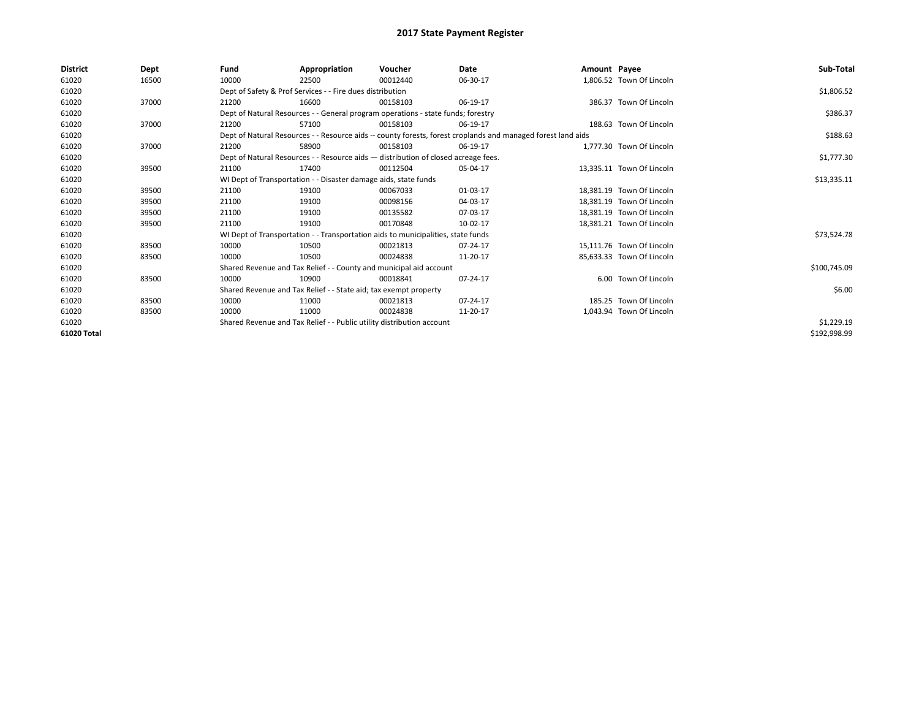# 2017 State Payment Register

| District | Dept | Fund | Appropriation | Voucher | Date | Amount | Payee | Sub-Total |
|---|---|---|---|---|---|---|---|---|
| 61020 | 16500 | 10000 | 22500 | 00012440 | 06-30-17 | 1,806.52 | Town Of Lincoln | |
| 61020 | | Dept of Safety & Prof Services - - Fire dues distribution | | | | | | $1,806.52 |
| 61020 | 37000 | 21200 | 16600 | 00158103 | 06-19-17 | 386.37 | Town Of Lincoln | |
| 61020 | | Dept of Natural Resources - - General program operations - state funds; forestry | | | | | | $386.37 |
| 61020 | 37000 | 21200 | 57100 | 00158103 | 06-19-17 | 188.63 | Town Of Lincoln | |
| 61020 | | Dept of Natural Resources - - Resource aids -- county forests, forest croplands and managed forest land aids | | | | | | $188.63 |
| 61020 | 37000 | 21200 | 58900 | 00158103 | 06-19-17 | 1,777.30 | Town Of Lincoln | |
| 61020 | | Dept of Natural Resources - - Resource aids — distribution of closed acreage fees. | | | | | | $1,777.30 |
| 61020 | 39500 | 21100 | 17400 | 00112504 | 05-04-17 | 13,335.11 | Town Of Lincoln | |
| 61020 | | WI Dept of Transportation - - Disaster damage aids, state funds | | | | | | $13,335.11 |
| 61020 | 39500 | 21100 | 19100 | 00067033 | 01-03-17 | 18,381.19 | Town Of Lincoln | |
| 61020 | 39500 | 21100 | 19100 | 00098156 | 04-03-17 | 18,381.19 | Town Of Lincoln | |
| 61020 | 39500 | 21100 | 19100 | 00135582 | 07-03-17 | 18,381.19 | Town Of Lincoln | |
| 61020 | 39500 | 21100 | 19100 | 00170848 | 10-02-17 | 18,381.21 | Town Of Lincoln | |
| 61020 | | WI Dept of Transportation - - Transportation aids to municipalities, state funds | | | | | | $73,524.78 |
| 61020 | 83500 | 10000 | 10500 | 00021813 | 07-24-17 | 15,111.76 | Town Of Lincoln | |
| 61020 | 83500 | 10000 | 10500 | 00024838 | 11-20-17 | 85,633.33 | Town Of Lincoln | |
| 61020 | | Shared Revenue and Tax Relief - - County and municipal aid account | | | | | | $100,745.09 |
| 61020 | 83500 | 10000 | 10900 | 00018841 | 07-24-17 | 6.00 | Town Of Lincoln | |
| 61020 | | Shared Revenue and Tax Relief - - State aid; tax exempt property | | | | | | $6.00 |
| 61020 | 83500 | 10000 | 11000 | 00021813 | 07-24-17 | 185.25 | Town Of Lincoln | |
| 61020 | 83500 | 10000 | 11000 | 00024838 | 11-20-17 | 1,043.94 | Town Of Lincoln | |
| 61020 | | Shared Revenue and Tax Relief - - Public utility distribution account | | | | | | $1,229.19 |
| 61020 Total | | | | | | | | $192,998.99 |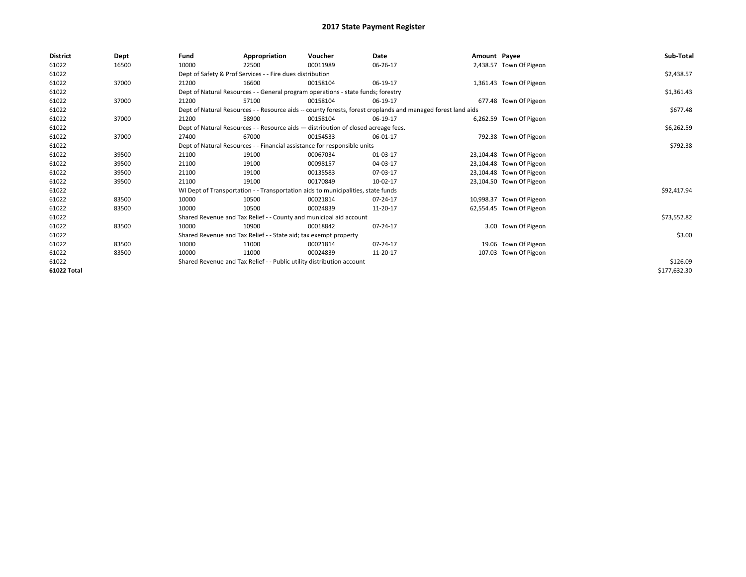# 2017 State Payment Register

| District | Dept | Fund | Appropriation | Voucher | Date | Amount | Payee | Sub-Total |
| --- | --- | --- | --- | --- | --- | --- | --- | --- |
| 61022 | 16500 | 10000 | 22500 | 00011989 | 06-26-17 | 2,438.57 | Town Of Pigeon | |
| 61022 | | Dept of Safety & Prof Services - - Fire dues distribution | | | | | | $2,438.57 |
| 61022 | 37000 | 21200 | 16600 | 00158104 | 06-19-17 | 1,361.43 | Town Of Pigeon | |
| 61022 | | Dept of Natural Resources - - General program operations - state funds; forestry | | | | | | $1,361.43 |
| 61022 | 37000 | 21200 | 57100 | 00158104 | 06-19-17 | 677.48 | Town Of Pigeon | |
| 61022 | | Dept of Natural Resources - - Resource aids -- county forests, forest croplands and managed forest land aids | | | | | | $677.48 |
| 61022 | 37000 | 21200 | 58900 | 00158104 | 06-19-17 | 6,262.59 | Town Of Pigeon | |
| 61022 | | Dept of Natural Resources - - Resource aids — distribution of closed acreage fees. | | | | | | $6,262.59 |
| 61022 | 37000 | 27400 | 67000 | 00154533 | 06-01-17 | 792.38 | Town Of Pigeon | |
| 61022 | | Dept of Natural Resources - - Financial assistance for responsible units | | | | | | $792.38 |
| 61022 | 39500 | 21100 | 19100 | 00067034 | 01-03-17 | 23,104.48 | Town Of Pigeon | |
| 61022 | 39500 | 21100 | 19100 | 00098157 | 04-03-17 | 23,104.48 | Town Of Pigeon | |
| 61022 | 39500 | 21100 | 19100 | 00135583 | 07-03-17 | 23,104.48 | Town Of Pigeon | |
| 61022 | 39500 | 21100 | 19100 | 00170849 | 10-02-17 | 23,104.50 | Town Of Pigeon | |
| 61022 | | WI Dept of Transportation - - Transportation aids to municipalities, state funds | | | | | | $92,417.94 |
| 61022 | 83500 | 10000 | 10500 | 00021814 | 07-24-17 | 10,998.37 | Town Of Pigeon | |
| 61022 | 83500 | 10000 | 10500 | 00024839 | 11-20-17 | 62,554.45 | Town Of Pigeon | |
| 61022 | | Shared Revenue and Tax Relief - - County and municipal aid account | | | | | | $73,552.82 |
| 61022 | 83500 | 10000 | 10900 | 00018842 | 07-24-17 | 3.00 | Town Of Pigeon | |
| 61022 | | Shared Revenue and Tax Relief - - State aid; tax exempt property | | | | | | $3.00 |
| 61022 | 83500 | 10000 | 11000 | 00021814 | 07-24-17 | 19.06 | Town Of Pigeon | |
| 61022 | 83500 | 10000 | 11000 | 00024839 | 11-20-17 | 107.03 | Town Of Pigeon | |
| 61022 | | Shared Revenue and Tax Relief - - Public utility distribution account | | | | | | $126.09 |
| 61022 Total | | | | | | | | $177,632.30 |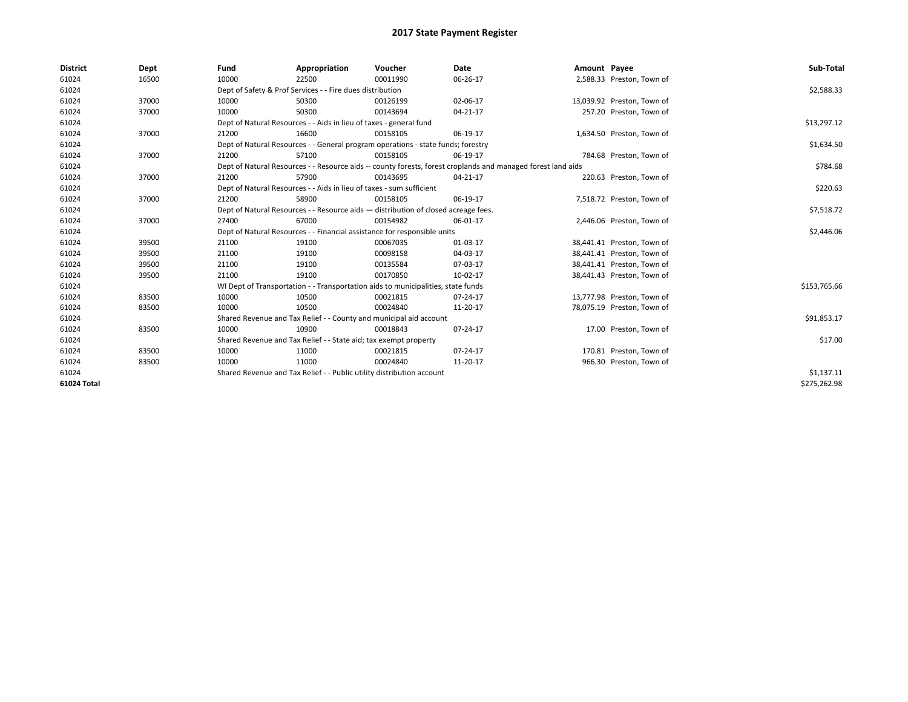# 2017 State Payment Register

| District | Dept | Fund | Appropriation | Voucher | Date | Amount | Payee | Sub-Total |
|---|---|---|---|---|---|---|---|---|
| 61024 | 16500 | 10000 | 22500 | 00011990 | 06-26-17 | 2,588.33 | Preston, Town of | |
| 61024 | | Dept of Safety & Prof Services - - Fire dues distribution | | | | | | $2,588.33 |
| 61024 | 37000 | 10000 | 50300 | 00126199 | 02-06-17 | 13,039.92 | Preston, Town of | |
| 61024 | 37000 | 10000 | 50300 | 00143694 | 04-21-17 | 257.20 | Preston, Town of | |
| 61024 | | Dept of Natural Resources - - Aids in lieu of taxes - general fund | | | | | | $13,297.12 |
| 61024 | 37000 | 21200 | 16600 | 00158105 | 06-19-17 | 1,634.50 | Preston, Town of | |
| 61024 | | Dept of Natural Resources - - General program operations - state funds; forestry | | | | | | $1,634.50 |
| 61024 | 37000 | 21200 | 57100 | 00158105 | 06-19-17 | 784.68 | Preston, Town of | |
| 61024 | | Dept of Natural Resources - - Resource aids -- county forests, forest croplands and managed forest land aids | | | | | | $784.68 |
| 61024 | 37000 | 21200 | 57900 | 00143695 | 04-21-17 | 220.63 | Preston, Town of | |
| 61024 | | Dept of Natural Resources - - Aids in lieu of taxes - sum sufficient | | | | | | $220.63 |
| 61024 | 37000 | 21200 | 58900 | 00158105 | 06-19-17 | 7,518.72 | Preston, Town of | |
| 61024 | | Dept of Natural Resources - - Resource aids — distribution of closed acreage fees. | | | | | | $7,518.72 |
| 61024 | 37000 | 27400 | 67000 | 00154982 | 06-01-17 | 2,446.06 | Preston, Town of | |
| 61024 | | Dept of Natural Resources - - Financial assistance for responsible units | | | | | | $2,446.06 |
| 61024 | 39500 | 21100 | 19100 | 00067035 | 01-03-17 | 38,441.41 | Preston, Town of | |
| 61024 | 39500 | 21100 | 19100 | 00098158 | 04-03-17 | 38,441.41 | Preston, Town of | |
| 61024 | 39500 | 21100 | 19100 | 00135584 | 07-03-17 | 38,441.41 | Preston, Town of | |
| 61024 | 39500 | 21100 | 19100 | 00170850 | 10-02-17 | 38,441.43 | Preston, Town of | |
| 61024 | | WI Dept of Transportation - - Transportation aids to municipalities, state funds | | | | | | $153,765.66 |
| 61024 | 83500 | 10000 | 10500 | 00021815 | 07-24-17 | 13,777.98 | Preston, Town of | |
| 61024 | 83500 | 10000 | 10500 | 00024840 | 11-20-17 | 78,075.19 | Preston, Town of | |
| 61024 | | Shared Revenue and Tax Relief - - County and municipal aid account | | | | | | $91,853.17 |
| 61024 | 83500 | 10000 | 10900 | 00018843 | 07-24-17 | 17.00 | Preston, Town of | |
| 61024 | | Shared Revenue and Tax Relief - - State aid; tax exempt property | | | | | | $17.00 |
| 61024 | 83500 | 10000 | 11000 | 00021815 | 07-24-17 | 170.81 | Preston, Town of | |
| 61024 | 83500 | 10000 | 11000 | 00024840 | 11-20-17 | 966.30 | Preston, Town of | |
| 61024 | | Shared Revenue and Tax Relief - - Public utility distribution account | | | | | | $1,137.11 |
| **61024 Total** | | | | | | | | $275,262.98 |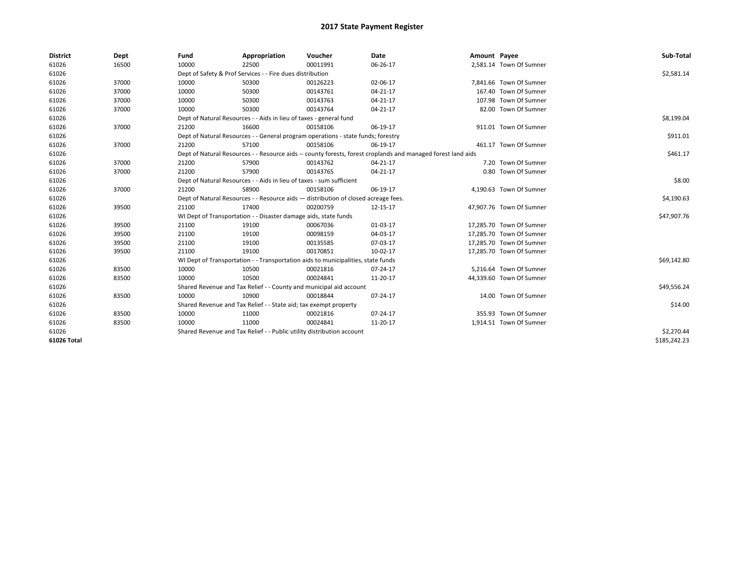# 2017 State Payment Register

| District | Dept | Fund | Appropriation | Voucher | Date | Amount | Payee | Sub-Total |
|---|---|---|---|---|---|---|---|---|
| 61026 | 16500 | 10000 | 22500 | 00011991 | 06-26-17 | 2,581.14 | Town Of Sumner | |
| 61026 | | Dept of Safety & Prof Services - - Fire dues distribution | | | | | | $2,581.14 |
| 61026 | 37000 | 10000 | 50300 | 00126223 | 02-06-17 | 7,841.66 | Town Of Sumner | |
| 61026 | 37000 | 10000 | 50300 | 00143761 | 04-21-17 | 167.40 | Town Of Sumner | |
| 61026 | 37000 | 10000 | 50300 | 00143763 | 04-21-17 | 107.98 | Town Of Sumner | |
| 61026 | 37000 | 10000 | 50300 | 00143764 | 04-21-17 | 82.00 | Town Of Sumner | |
| 61026 | | Dept of Natural Resources - - Aids in lieu of taxes - general fund | | | | | | $8,199.04 |
| 61026 | 37000 | 21200 | 16600 | 00158106 | 06-19-17 | 911.01 | Town Of Sumner | |
| 61026 | | Dept of Natural Resources - - General program operations - state funds; forestry | | | | | | $911.01 |
| 61026 | 37000 | 21200 | 57100 | 00158106 | 06-19-17 | 461.17 | Town Of Sumner | |
| 61026 | | Dept of Natural Resources - - Resource aids -- county forests, forest croplands and managed forest land aids | | | | | | $461.17 |
| 61026 | 37000 | 21200 | 57900 | 00143762 | 04-21-17 | 7.20 | Town Of Sumner | |
| 61026 | 37000 | 21200 | 57900 | 00143765 | 04-21-17 | 0.80 | Town Of Sumner | |
| 61026 | | Dept of Natural Resources - - Aids in lieu of taxes - sum sufficient | | | | | | $8.00 |
| 61026 | 37000 | 21200 | 58900 | 00158106 | 06-19-17 | 4,190.63 | Town Of Sumner | |
| 61026 | | Dept of Natural Resources - - Resource aids — distribution of closed acreage fees. | | | | | | $4,190.63 |
| 61026 | 39500 | 21100 | 17400 | 00200759 | 12-15-17 | 47,907.76 | Town Of Sumner | |
| 61026 | | WI Dept of Transportation - - Disaster damage aids, state funds | | | | | | $47,907.76 |
| 61026 | 39500 | 21100 | 19100 | 00067036 | 01-03-17 | 17,285.70 | Town Of Sumner | |
| 61026 | 39500 | 21100 | 19100 | 00098159 | 04-03-17 | 17,285.70 | Town Of Sumner | |
| 61026 | 39500 | 21100 | 19100 | 00135585 | 07-03-17 | 17,285.70 | Town Of Sumner | |
| 61026 | 39500 | 21100 | 19100 | 00170851 | 10-02-17 | 17,285.70 | Town Of Sumner | |
| 61026 | | WI Dept of Transportation - - Transportation aids to municipalities, state funds | | | | | | $69,142.80 |
| 61026 | 83500 | 10000 | 10500 | 00021816 | 07-24-17 | 5,216.64 | Town Of Sumner | |
| 61026 | 83500 | 10000 | 10500 | 00024841 | 11-20-17 | 44,339.60 | Town Of Sumner | |
| 61026 | | Shared Revenue and Tax Relief - - County and municipal aid account | | | | | | $49,556.24 |
| 61026 | 83500 | 10000 | 10900 | 00018844 | 07-24-17 | 14.00 | Town Of Sumner | |
| 61026 | | Shared Revenue and Tax Relief - - State aid; tax exempt property | | | | | | $14.00 |
| 61026 | 83500 | 10000 | 11000 | 00021816 | 07-24-17 | 355.93 | Town Of Sumner | |
| 61026 | 83500 | 10000 | 11000 | 00024841 | 11-20-17 | 1,914.51 | Town Of Sumner | |
| 61026 | | Shared Revenue and Tax Relief - - Public utility distribution account | | | | | | $2,270.44 |
| 61026 Total | | | | | | | | $185,242.23 |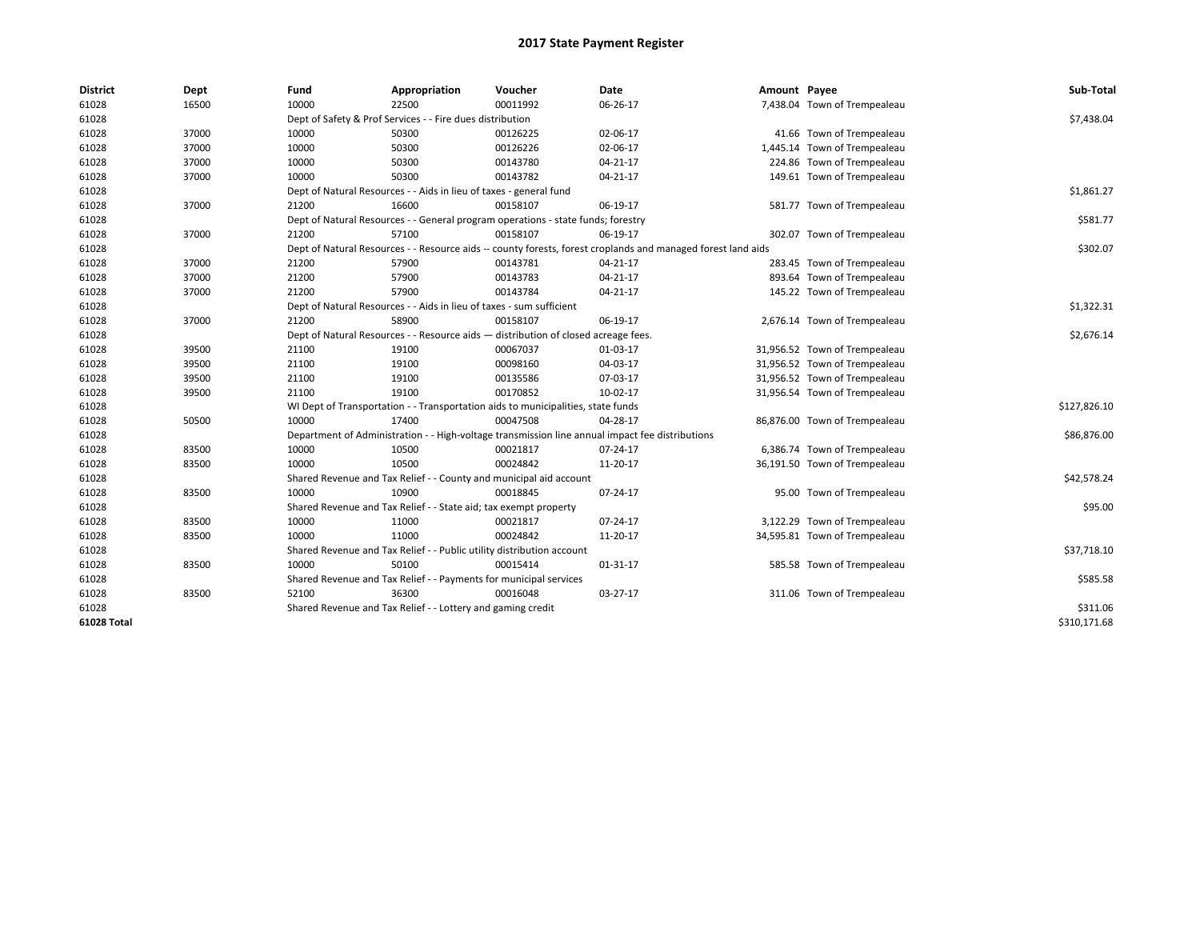# 2017 State Payment Register

| District | Dept | Fund | Appropriation | Voucher | Date | Amount | Payee | Sub-Total |
|---|---|---|---|---|---|---|---|---|
| 61028 | 16500 | 10000 | 22500 | 00011992 | 06-26-17 | 7,438.04 | Town of Trempealeau | |
| 61028 | | Dept of Safety & Prof Services - - Fire dues distribution | | | | | | $7,438.04 |
| 61028 | 37000 | 10000 | 50300 | 00126225 | 02-06-17 | 41.66 | Town of Trempealeau | |
| 61028 | 37000 | 10000 | 50300 | 00126226 | 02-06-17 | 1,445.14 | Town of Trempealeau | |
| 61028 | 37000 | 10000 | 50300 | 00143780 | 04-21-17 | 224.86 | Town of Trempealeau | |
| 61028 | 37000 | 10000 | 50300 | 00143782 | 04-21-17 | 149.61 | Town of Trempealeau | |
| 61028 | | Dept of Natural Resources - - Aids in lieu of taxes - general fund | | | | | | $1,861.27 |
| 61028 | 37000 | 21200 | 16600 | 00158107 | 06-19-17 | 581.77 | Town of Trempealeau | |
| 61028 | | Dept of Natural Resources - - General program operations - state funds; forestry | | | | | | $581.77 |
| 61028 | 37000 | 21200 | 57100 | 00158107 | 06-19-17 | 302.07 | Town of Trempealeau | |
| 61028 | | Dept of Natural Resources - - Resource aids -- county forests, forest croplands and managed forest land aids | | | | | | $302.07 |
| 61028 | 37000 | 21200 | 57900 | 00143781 | 04-21-17 | 283.45 | Town of Trempealeau | |
| 61028 | 37000 | 21200 | 57900 | 00143783 | 04-21-17 | 893.64 | Town of Trempealeau | |
| 61028 | 37000 | 21200 | 57900 | 00143784 | 04-21-17 | 145.22 | Town of Trempealeau | |
| 61028 | | Dept of Natural Resources - - Aids in lieu of taxes - sum sufficient | | | | | | $1,322.31 |
| 61028 | 37000 | 21200 | 58900 | 00158107 | 06-19-17 | 2,676.14 | Town of Trempealeau | |
| 61028 | | Dept of Natural Resources - - Resource aids — distribution of closed acreage fees. | | | | | | $2,676.14 |
| 61028 | 39500 | 21100 | 19100 | 00067037 | 01-03-17 | 31,956.52 | Town of Trempealeau | |
| 61028 | 39500 | 21100 | 19100 | 00098160 | 04-03-17 | 31,956.52 | Town of Trempealeau | |
| 61028 | 39500 | 21100 | 19100 | 00135586 | 07-03-17 | 31,956.52 | Town of Trempealeau | |
| 61028 | 39500 | 21100 | 19100 | 00170852 | 10-02-17 | 31,956.54 | Town of Trempealeau | |
| 61028 | | WI Dept of Transportation - - Transportation aids to municipalities, state funds | | | | | | $127,826.10 |
| 61028 | 50500 | 10000 | 17400 | 00047508 | 04-28-17 | 86,876.00 | Town of Trempealeau | |
| 61028 | | Department of Administration - - High-voltage transmission line annual impact fee distributions | | | | | | $86,876.00 |
| 61028 | 83500 | 10000 | 10500 | 00021817 | 07-24-17 | 6,386.74 | Town of Trempealeau | |
| 61028 | 83500 | 10000 | 10500 | 00024842 | 11-20-17 | 36,191.50 | Town of Trempealeau | |
| 61028 | | Shared Revenue and Tax Relief - - County and municipal aid account | | | | | | $42,578.24 |
| 61028 | 83500 | 10000 | 10900 | 00018845 | 07-24-17 | 95.00 | Town of Trempealeau | |
| 61028 | | Shared Revenue and Tax Relief - - State aid; tax exempt property | | | | | | $95.00 |
| 61028 | 83500 | 10000 | 11000 | 00021817 | 07-24-17 | 3,122.29 | Town of Trempealeau | |
| 61028 | 83500 | 10000 | 11000 | 00024842 | 11-20-17 | 34,595.81 | Town of Trempealeau | |
| 61028 | | Shared Revenue and Tax Relief - - Public utility distribution account | | | | | | $37,718.10 |
| 61028 | 83500 | 10000 | 50100 | 00015414 | 01-31-17 | 585.58 | Town of Trempealeau | |
| 61028 | | Shared Revenue and Tax Relief - - Payments for municipal services | | | | | | $585.58 |
| 61028 | 83500 | 52100 | 36300 | 00016048 | 03-27-17 | 311.06 | Town of Trempealeau | |
| 61028 | | Shared Revenue and Tax Relief - - Lottery and gaming credit | | | | | | $311.06 |
| 61028 Total | | | | | | | | $310,171.68 |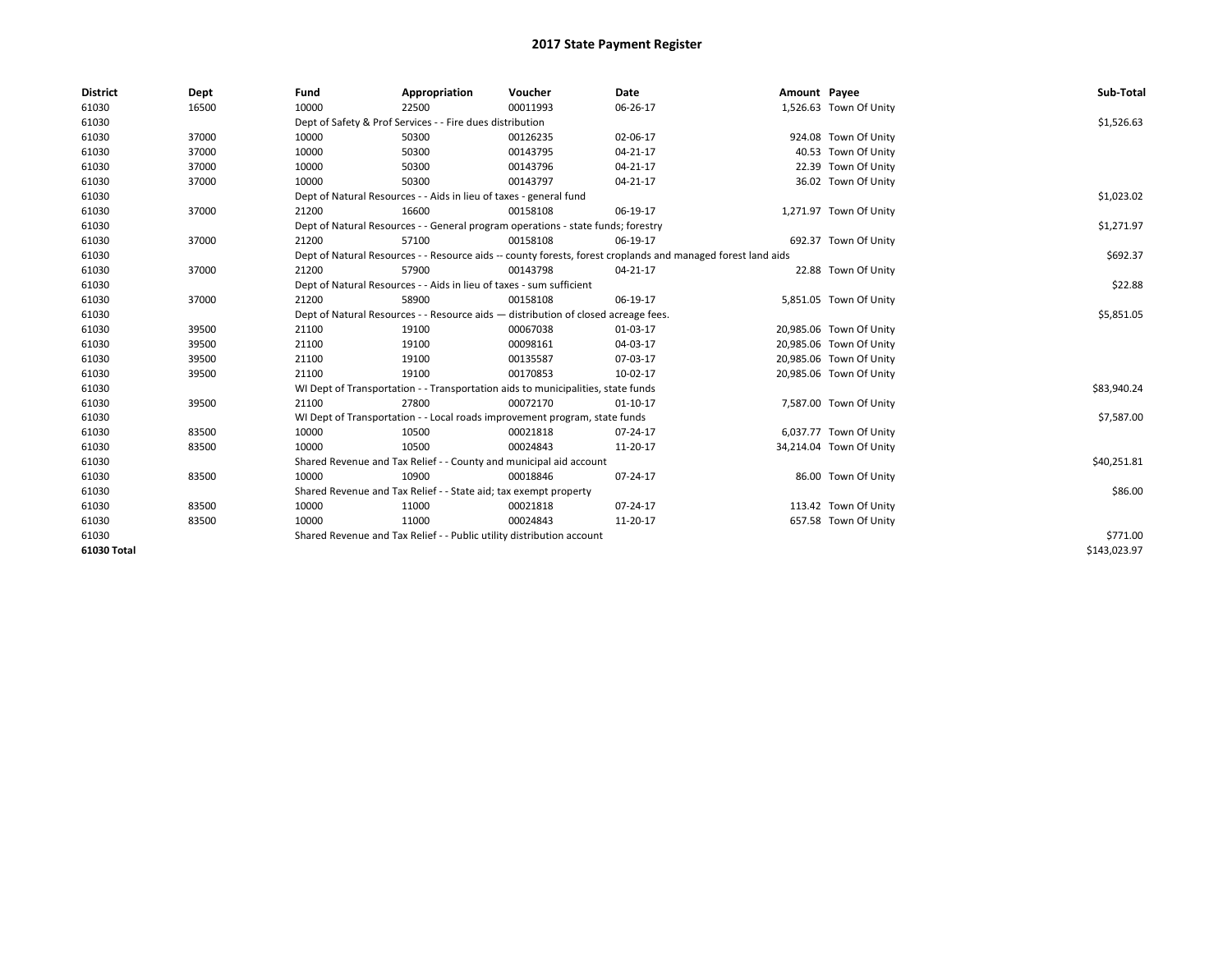# 2017 State Payment Register

| District | Dept | Fund | Appropriation | Voucher | Date | Amount | Payee | Sub-Total |
|---|---|---|---|---|---|---|---|---|
| 61030 | 16500 | 10000 | 22500 | 00011993 | 06-26-17 | 1,526.63 | Town Of Unity | |
| 61030 | | Dept of Safety & Prof Services - - Fire dues distribution | | | | | | $1,526.63 |
| 61030 | 37000 | 10000 | 50300 | 00126235 | 02-06-17 | 924.08 | Town Of Unity | |
| 61030 | 37000 | 10000 | 50300 | 00143795 | 04-21-17 | 40.53 | Town Of Unity | |
| 61030 | 37000 | 10000 | 50300 | 00143796 | 04-21-17 | 22.39 | Town Of Unity | |
| 61030 | 37000 | 10000 | 50300 | 00143797 | 04-21-17 | 36.02 | Town Of Unity | |
| 61030 | | Dept of Natural Resources - - Aids in lieu of taxes - general fund | | | | | | $1,023.02 |
| 61030 | 37000 | 21200 | 16600 | 00158108 | 06-19-17 | 1,271.97 | Town Of Unity | |
| 61030 | | Dept of Natural Resources - - General program operations - state funds; forestry | | | | | | $1,271.97 |
| 61030 | 37000 | 21200 | 57100 | 00158108 | 06-19-17 | 692.37 | Town Of Unity | |
| 61030 | | Dept of Natural Resources - - Resource aids -- county forests, forest croplands and managed forest land aids | | | | | | $692.37 |
| 61030 | 37000 | 21200 | 57900 | 00143798 | 04-21-17 | 22.88 | Town Of Unity | |
| 61030 | | Dept of Natural Resources - - Aids in lieu of taxes - sum sufficient | | | | | | $22.88 |
| 61030 | 37000 | 21200 | 58900 | 00158108 | 06-19-17 | 5,851.05 | Town Of Unity | |
| 61030 | | Dept of Natural Resources - - Resource aids — distribution of closed acreage fees. | | | | | | $5,851.05 |
| 61030 | 39500 | 21100 | 19100 | 00067038 | 01-03-17 | 20,985.06 | Town Of Unity | |
| 61030 | 39500 | 21100 | 19100 | 00098161 | 04-03-17 | 20,985.06 | Town Of Unity | |
| 61030 | 39500 | 21100 | 19100 | 00135587 | 07-03-17 | 20,985.06 | Town Of Unity | |
| 61030 | 39500 | 21100 | 19100 | 00170853 | 10-02-17 | 20,985.06 | Town Of Unity | |
| 61030 | | WI Dept of Transportation - - Transportation aids to municipalities, state funds | | | | | | $83,940.24 |
| 61030 | 39500 | 21100 | 27800 | 00072170 | 01-10-17 | 7,587.00 | Town Of Unity | |
| 61030 | | WI Dept of Transportation - - Local roads improvement program, state funds | | | | | | $7,587.00 |
| 61030 | 83500 | 10000 | 10500 | 00021818 | 07-24-17 | 6,037.77 | Town Of Unity | |
| 61030 | 83500 | 10000 | 10500 | 00024843 | 11-20-17 | 34,214.04 | Town Of Unity | |
| 61030 | | Shared Revenue and Tax Relief - - County and municipal aid account | | | | | | $40,251.81 |
| 61030 | 83500 | 10000 | 10900 | 00018846 | 07-24-17 | 86.00 | Town Of Unity | |
| 61030 | | Shared Revenue and Tax Relief - - State aid; tax exempt property | | | | | | $86.00 |
| 61030 | 83500 | 10000 | 11000 | 00021818 | 07-24-17 | 113.42 | Town Of Unity | |
| 61030 | 83500 | 10000 | 11000 | 00024843 | 11-20-17 | 657.58 | Town Of Unity | |
| 61030 | | Shared Revenue and Tax Relief - - Public utility distribution account | | | | | | $771.00 |
| **61030 Total** | | | | | | | | $143,023.97 |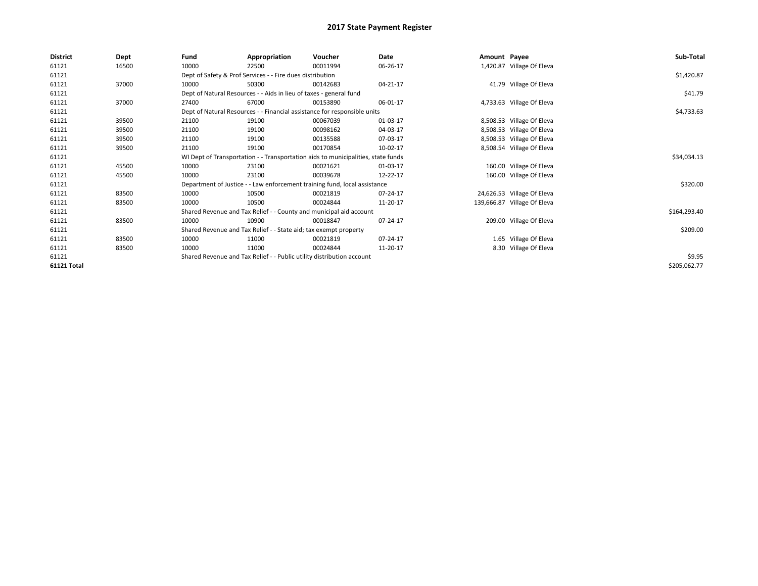# 2017 State Payment Register

| District | Dept | Fund | Appropriation | Voucher | Date | Amount | Payee | Sub-Total |
|---|---|---|---|---|---|---|---|---|
| 61121 | 16500 | 10000 | 22500 | 00011994 | 06-26-17 | 1,420.87 | Village Of Eleva | |
| 61121 | | Dept of Safety & Prof Services - - Fire dues distribution | | | | | | $1,420.87 |
| 61121 | 37000 | 10000 | 50300 | 00142683 | 04-21-17 | 41.79 | Village Of Eleva | |
| 61121 | | Dept of Natural Resources - - Aids in lieu of taxes - general fund | | | | | | $41.79 |
| 61121 | 37000 | 27400 | 67000 | 00153890 | 06-01-17 | 4,733.63 | Village Of Eleva | |
| 61121 | | Dept of Natural Resources - - Financial assistance for responsible units | | | | | | $4,733.63 |
| 61121 | 39500 | 21100 | 19100 | 00067039 | 01-03-17 | 8,508.53 | Village Of Eleva | |
| 61121 | 39500 | 21100 | 19100 | 00098162 | 04-03-17 | 8,508.53 | Village Of Eleva | |
| 61121 | 39500 | 21100 | 19100 | 00135588 | 07-03-17 | 8,508.53 | Village Of Eleva | |
| 61121 | 39500 | 21100 | 19100 | 00170854 | 10-02-17 | 8,508.54 | Village Of Eleva | |
| 61121 | | WI Dept of Transportation - - Transportation aids to municipalities, state funds | | | | | | $34,034.13 |
| 61121 | 45500 | 10000 | 23100 | 00021621 | 01-03-17 | 160.00 | Village Of Eleva | |
| 61121 | 45500 | 10000 | 23100 | 00039678 | 12-22-17 | 160.00 | Village Of Eleva | |
| 61121 | | Department of Justice - - Law enforcement training fund, local assistance | | | | | | $320.00 |
| 61121 | 83500 | 10000 | 10500 | 00021819 | 07-24-17 | 24,626.53 | Village Of Eleva | |
| 61121 | 83500 | 10000 | 10500 | 00024844 | 11-20-17 | 139,666.87 | Village Of Eleva | |
| 61121 | | Shared Revenue and Tax Relief - - County and municipal aid account | | | | | | $164,293.40 |
| 61121 | 83500 | 10000 | 10900 | 00018847 | 07-24-17 | 209.00 | Village Of Eleva | |
| 61121 | | Shared Revenue and Tax Relief - - State aid; tax exempt property | | | | | | $209.00 |
| 61121 | 83500 | 10000 | 11000 | 00021819 | 07-24-17 | 1.65 | Village Of Eleva | |
| 61121 | 83500 | 10000 | 11000 | 00024844 | 11-20-17 | 8.30 | Village Of Eleva | |
| 61121 | | Shared Revenue and Tax Relief - - Public utility distribution account | | | | | | $9.95 |
| **61121 Total** | | | | | | | | $205,062.77 |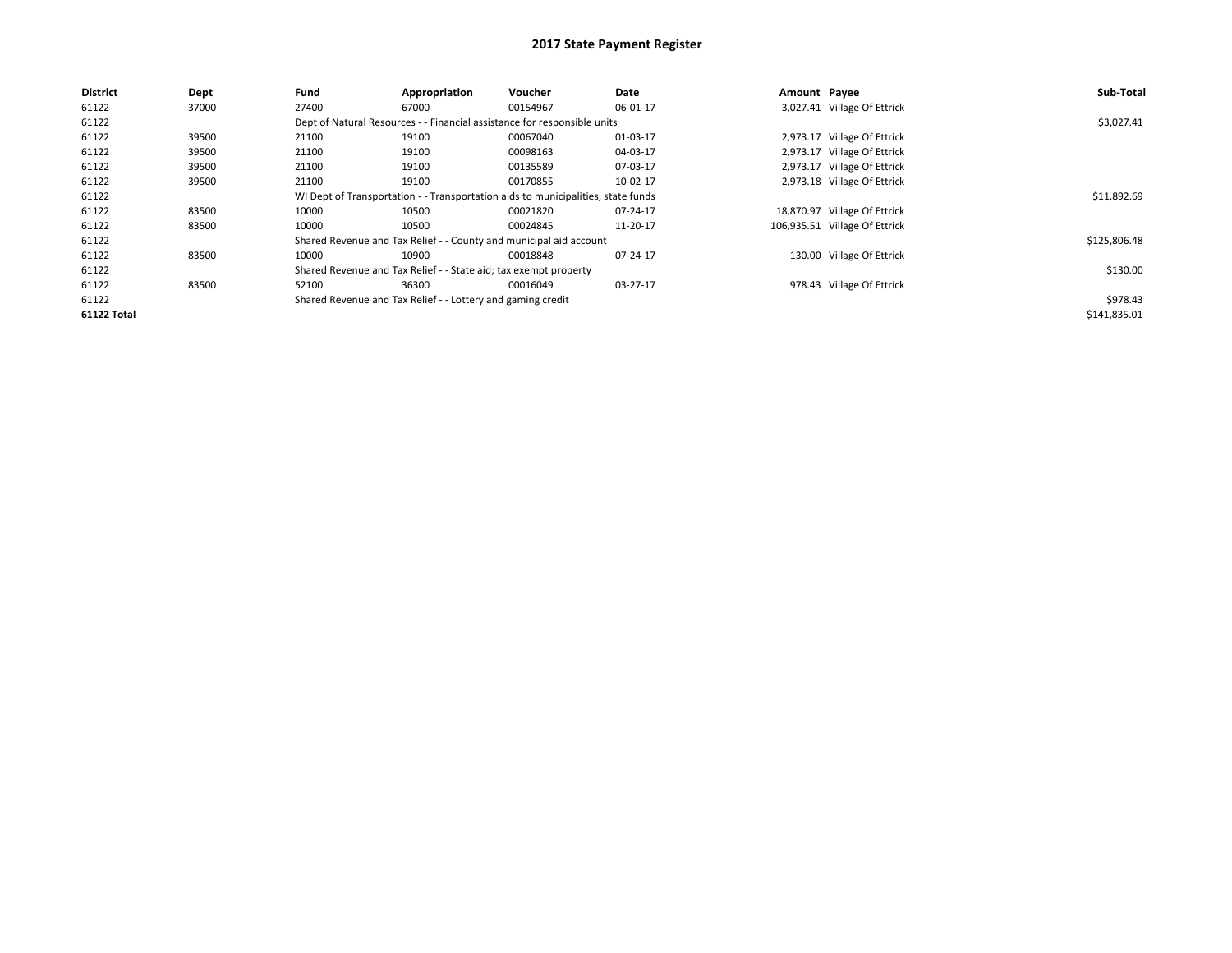# 2017 State Payment Register

| District | Dept | Fund | Appropriation | Voucher | Date | Amount | Payee | Sub-Total |
|---|---|---|---|---|---|---|---|---|
| 61122 | 37000 | 27400 | 67000 | 00154967 | 06-01-17 | 3,027.41 | Village Of Ettrick | |
| 61122 | | Dept of Natural Resources - - Financial assistance for responsible units | | | | | | $3,027.41 |
| 61122 | 39500 | 21100 | 19100 | 00067040 | 01-03-17 | 2,973.17 | Village Of Ettrick | |
| 61122 | 39500 | 21100 | 19100 | 00098163 | 04-03-17 | 2,973.17 | Village Of Ettrick | |
| 61122 | 39500 | 21100 | 19100 | 00135589 | 07-03-17 | 2,973.17 | Village Of Ettrick | |
| 61122 | 39500 | 21100 | 19100 | 00170855 | 10-02-17 | 2,973.18 | Village Of Ettrick | |
| 61122 | | WI Dept of Transportation - - Transportation aids to municipalities, state funds | | | | | | $11,892.69 |
| 61122 | 83500 | 10000 | 10500 | 00021820 | 07-24-17 | 18,870.97 | Village Of Ettrick | |
| 61122 | 83500 | 10000 | 10500 | 00024845 | 11-20-17 | 106,935.51 | Village Of Ettrick | |
| 61122 | | Shared Revenue and Tax Relief - - County and municipal aid account | | | | | | $125,806.48 |
| 61122 | 83500 | 10000 | 10900 | 00018848 | 07-24-17 | 130.00 | Village Of Ettrick | |
| 61122 | | Shared Revenue and Tax Relief - - State aid; tax exempt property | | | | | | $130.00 |
| 61122 | 83500 | 52100 | 36300 | 00016049 | 03-27-17 | 978.43 | Village Of Ettrick | |
| 61122 | | Shared Revenue and Tax Relief - - Lottery and gaming credit | | | | | | $978.43 |
| **61122 Total** | | | | | | | | $141,835.01 |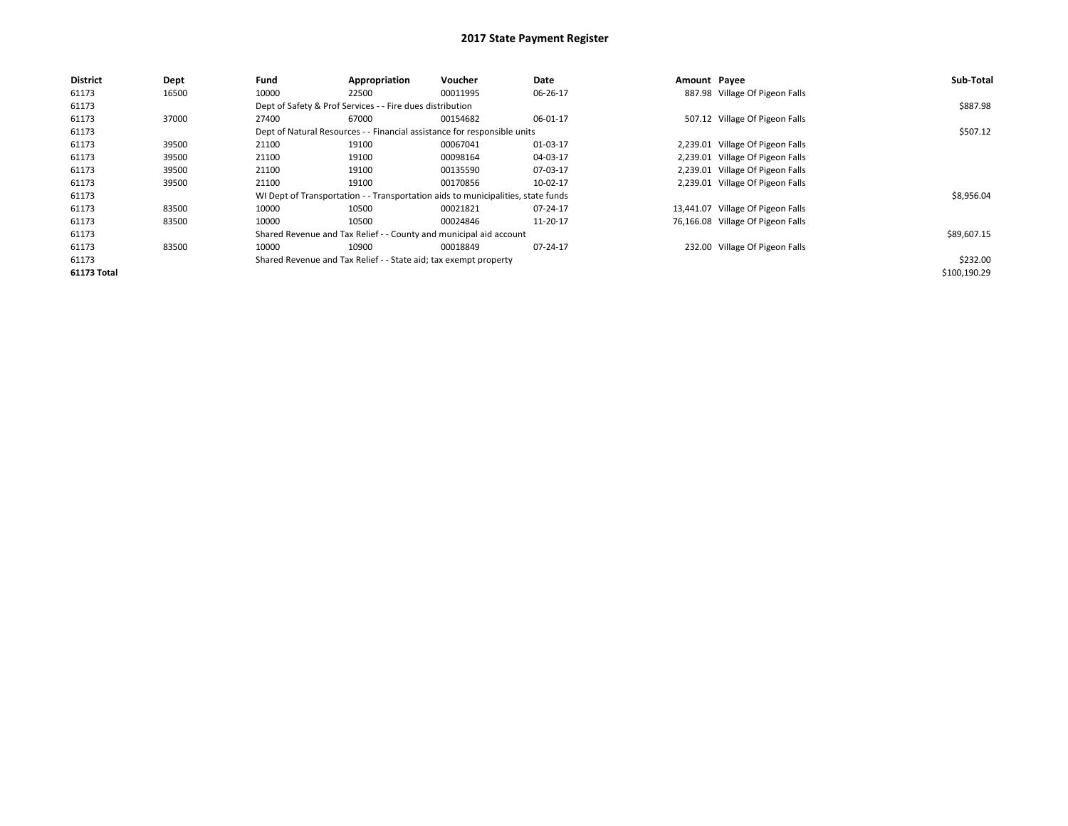# 2017 State Payment Register

| District | Dept | Fund | Appropriation | Voucher | Date | Amount | Payee | Sub-Total |
|---|---|---|---|---|---|---|---|---|
| 61173 | 16500 | 10000 | 22500 | 00011995 | 06-26-17 | 887.98 | Village Of Pigeon Falls | |
| 61173 | | Dept of Safety & Prof Services - - Fire dues distribution | | | | | | $887.98 |
| 61173 | 37000 | 27400 | 67000 | 00154682 | 06-01-17 | 507.12 | Village Of Pigeon Falls | |
| 61173 | | Dept of Natural Resources - - Financial assistance for responsible units | | | | | | $507.12 |
| 61173 | 39500 | 21100 | 19100 | 00067041 | 01-03-17 | 2,239.01 | Village Of Pigeon Falls | |
| 61173 | 39500 | 21100 | 19100 | 00098164 | 04-03-17 | 2,239.01 | Village Of Pigeon Falls | |
| 61173 | 39500 | 21100 | 19100 | 00135590 | 07-03-17 | 2,239.01 | Village Of Pigeon Falls | |
| 61173 | 39500 | 21100 | 19100 | 00170856 | 10-02-17 | 2,239.01 | Village Of Pigeon Falls | |
| 61173 | | WI Dept of Transportation - - Transportation aids to municipalities, state funds | | | | | | $8,956.04 |
| 61173 | 83500 | 10000 | 10500 | 00021821 | 07-24-17 | 13,441.07 | Village Of Pigeon Falls | |
| 61173 | 83500 | 10000 | 10500 | 00024846 | 11-20-17 | 76,166.08 | Village Of Pigeon Falls | |
| 61173 | | Shared Revenue and Tax Relief - - County and municipal aid account | | | | | | $89,607.15 |
| 61173 | 83500 | 10000 | 10900 | 00018849 | 07-24-17 | 232.00 | Village Of Pigeon Falls | |
| 61173 | | Shared Revenue and Tax Relief - - State aid; tax exempt property | | | | | | $232.00 |
| **61173 Total** | | | | | | | | $100,190.29 |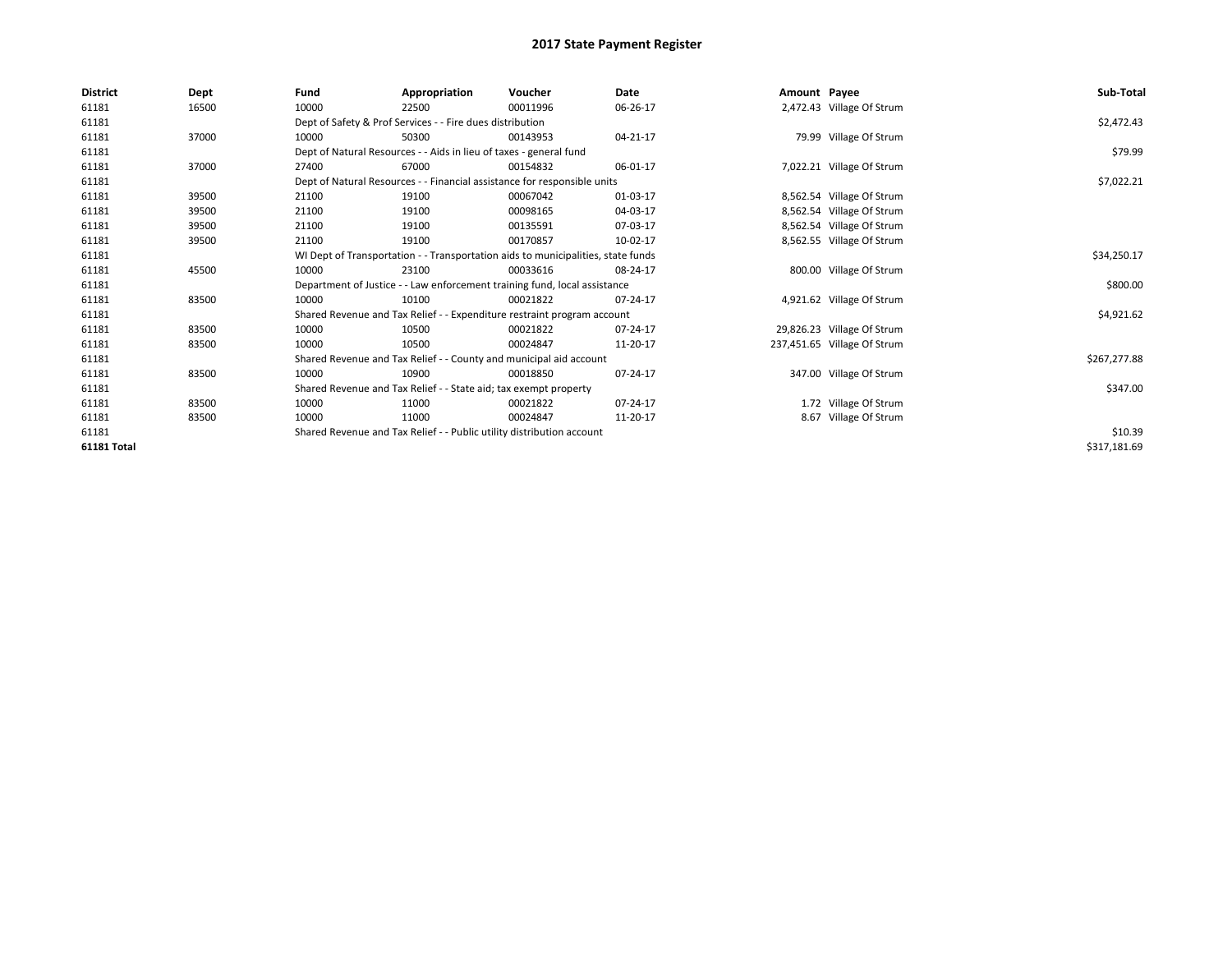# 2017 State Payment Register

| District | Dept | Fund | Appropriation | Voucher | Date | Amount | Payee | Sub-Total |
|---|---|---|---|---|---|---|---|---|
| 61181 | 16500 | 10000 | 22500 | 00011996 | 06-26-17 | 2,472.43 | Village Of Strum | |
| 61181 | | Dept of Safety & Prof Services - - Fire dues distribution | | | | | | $2,472.43 |
| 61181 | 37000 | 10000 | 50300 | 00143953 | 04-21-17 | 79.99 | Village Of Strum | |
| 61181 | | Dept of Natural Resources - - Aids in lieu of taxes - general fund | | | | | | $79.99 |
| 61181 | 37000 | 27400 | 67000 | 00154832 | 06-01-17 | 7,022.21 | Village Of Strum | |
| 61181 | | Dept of Natural Resources - - Financial assistance for responsible units | | | | | | $7,022.21 |
| 61181 | 39500 | 21100 | 19100 | 00067042 | 01-03-17 | 8,562.54 | Village Of Strum | |
| 61181 | 39500 | 21100 | 19100 | 00098165 | 04-03-17 | 8,562.54 | Village Of Strum | |
| 61181 | 39500 | 21100 | 19100 | 00135591 | 07-03-17 | 8,562.54 | Village Of Strum | |
| 61181 | 39500 | 21100 | 19100 | 00170857 | 10-02-17 | 8,562.55 | Village Of Strum | |
| 61181 | | WI Dept of Transportation - - Transportation aids to municipalities, state funds | | | | | | $34,250.17 |
| 61181 | 45500 | 10000 | 23100 | 00033616 | 08-24-17 | 800.00 | Village Of Strum | |
| 61181 | | Department of Justice - - Law enforcement training fund, local assistance | | | | | | $800.00 |
| 61181 | 83500 | 10000 | 10100 | 00021822 | 07-24-17 | 4,921.62 | Village Of Strum | |
| 61181 | | Shared Revenue and Tax Relief - - Expenditure restraint program account | | | | | | $4,921.62 |
| 61181 | 83500 | 10000 | 10500 | 00021822 | 07-24-17 | 29,826.23 | Village Of Strum | |
| 61181 | 83500 | 10000 | 10500 | 00024847 | 11-20-17 | 237,451.65 | Village Of Strum | |
| 61181 | | Shared Revenue and Tax Relief - - County and municipal aid account | | | | | | $267,277.88 |
| 61181 | 83500 | 10000 | 10900 | 00018850 | 07-24-17 | 347.00 | Village Of Strum | |
| 61181 | | Shared Revenue and Tax Relief - - State aid; tax exempt property | | | | | | $347.00 |
| 61181 | 83500 | 10000 | 11000 | 00021822 | 07-24-17 | 1.72 | Village Of Strum | |
| 61181 | 83500 | 10000 | 11000 | 00024847 | 11-20-17 | 8.67 | Village Of Strum | |
| 61181 | | Shared Revenue and Tax Relief - - Public utility distribution account | | | | | | $10.39 |
| **61181 Total** | | | | | | | | $317,181.69 |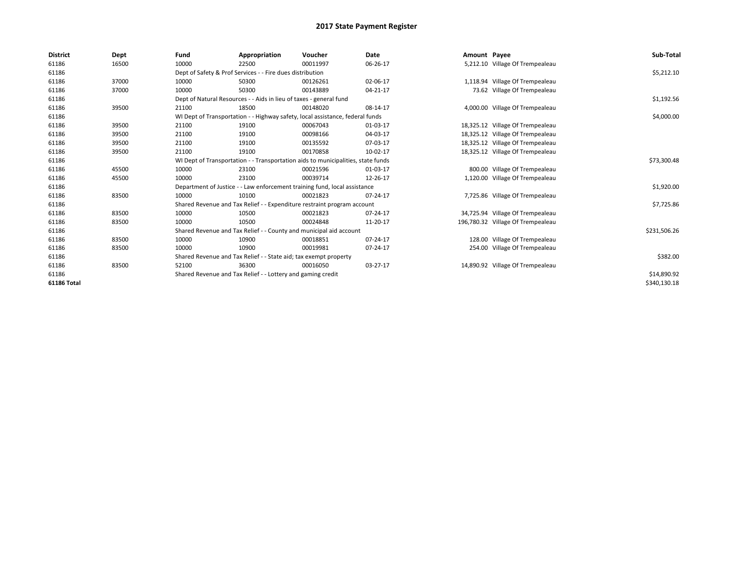# 2017 State Payment Register

| District | Dept | Fund | Appropriation | Voucher | Date | Amount | Payee | Sub-Total |
|---|---|---|---|---|---|---|---|---|
| 61186 | 16500 | 10000 | 22500 | 00011997 | 06-26-17 | 5,212.10 | Village Of Trempealeau | |
| 61186 | | Dept of Safety & Prof Services - - Fire dues distribution | | | | | | $5,212.10 |
| 61186 | 37000 | 10000 | 50300 | 00126261 | 02-06-17 | 1,118.94 | Village Of Trempealeau | |
| 61186 | 37000 | 10000 | 50300 | 00143889 | 04-21-17 | 73.62 | Village Of Trempealeau | |
| 61186 | | Dept of Natural Resources - - Aids in lieu of taxes - general fund | | | | | | $1,192.56 |
| 61186 | 39500 | 21100 | 18500 | 00148020 | 08-14-17 | 4,000.00 | Village Of Trempealeau | |
| 61186 | | WI Dept of Transportation - - Highway safety, local assistance, federal funds | | | | | | $4,000.00 |
| 61186 | 39500 | 21100 | 19100 | 00067043 | 01-03-17 | 18,325.12 | Village Of Trempealeau | |
| 61186 | 39500 | 21100 | 19100 | 00098166 | 04-03-17 | 18,325.12 | Village Of Trempealeau | |
| 61186 | 39500 | 21100 | 19100 | 00135592 | 07-03-17 | 18,325.12 | Village Of Trempealeau | |
| 61186 | 39500 | 21100 | 19100 | 00170858 | 10-02-17 | 18,325.12 | Village Of Trempealeau | |
| 61186 | | WI Dept of Transportation - - Transportation aids to municipalities, state funds | | | | | | $73,300.48 |
| 61186 | 45500 | 10000 | 23100 | 00021596 | 01-03-17 | 800.00 | Village Of Trempealeau | |
| 61186 | 45500 | 10000 | 23100 | 00039714 | 12-26-17 | 1,120.00 | Village Of Trempealeau | |
| 61186 | | Department of Justice - - Law enforcement training fund, local assistance | | | | | | $1,920.00 |
| 61186 | 83500 | 10000 | 10100 | 00021823 | 07-24-17 | 7,725.86 | Village Of Trempealeau | |
| 61186 | | Shared Revenue and Tax Relief - - Expenditure restraint program account | | | | | | $7,725.86 |
| 61186 | 83500 | 10000 | 10500 | 00021823 | 07-24-17 | 34,725.94 | Village Of Trempealeau | |
| 61186 | 83500 | 10000 | 10500 | 00024848 | 11-20-17 | 196,780.32 | Village Of Trempealeau | |
| 61186 | | Shared Revenue and Tax Relief - - County and municipal aid account | | | | | | $231,506.26 |
| 61186 | 83500 | 10000 | 10900 | 00018851 | 07-24-17 | 128.00 | Village Of Trempealeau | |
| 61186 | 83500 | 10000 | 10900 | 00019981 | 07-24-17 | 254.00 | Village Of Trempealeau | |
| 61186 | | Shared Revenue and Tax Relief - - State aid; tax exempt property | | | | | | $382.00 |
| 61186 | 83500 | 52100 | 36300 | 00016050 | 03-27-17 | 14,890.92 | Village Of Trempealeau | |
| 61186 | | Shared Revenue and Tax Relief - - Lottery and gaming credit | | | | | | $14,890.92 |
| **61186 Total** | | | | | | | | $340,130.18 |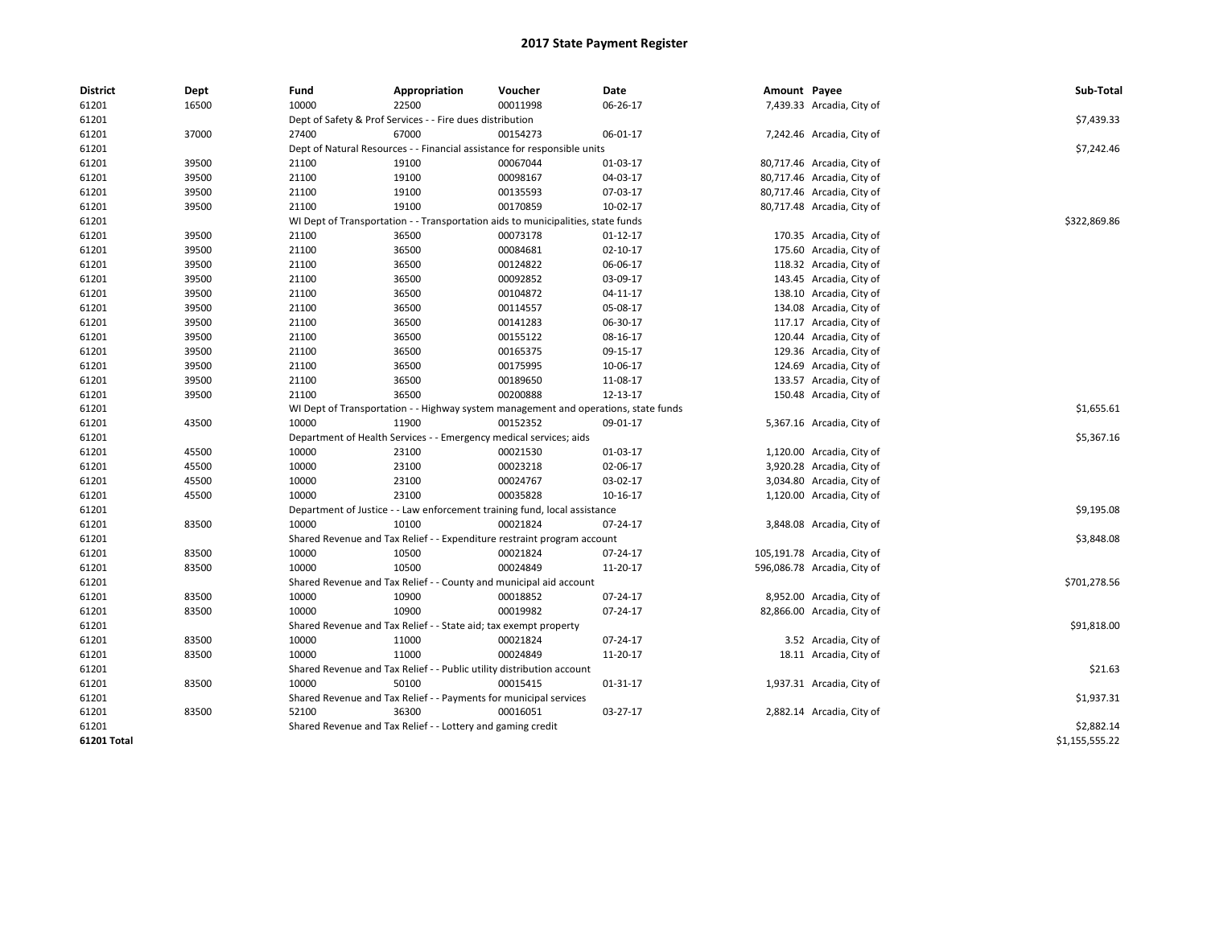# 2017 State Payment Register

| District | Dept | Fund | Appropriation | Voucher | Date | Amount | Payee | Sub-Total |
|---|---|---|---|---|---|---|---|---|
| 61201 | 16500 | 10000 | 22500 | 00011998 | 06-26-17 | 7,439.33 | Arcadia, City of | |
| 61201 | | Dept of Safety & Prof Services - - Fire dues distribution | | | | | | $7,439.33 |
| 61201 | 37000 | 27400 | 67000 | 00154273 | 06-01-17 | 7,242.46 | Arcadia, City of | |
| 61201 | | Dept of Natural Resources - - Financial assistance for responsible units | | | | | | $7,242.46 |
| 61201 | 39500 | 21100 | 19100 | 00067044 | 01-03-17 | 80,717.46 | Arcadia, City of | |
| 61201 | 39500 | 21100 | 19100 | 00098167 | 04-03-17 | 80,717.46 | Arcadia, City of | |
| 61201 | 39500 | 21100 | 19100 | 00135593 | 07-03-17 | 80,717.46 | Arcadia, City of | |
| 61201 | 39500 | 21100 | 19100 | 00170859 | 10-02-17 | 80,717.48 | Arcadia, City of | |
| 61201 | | WI Dept of Transportation - - Transportation aids to municipalities, state funds | | | | | | $322,869.86 |
| 61201 | 39500 | 21100 | 36500 | 00073178 | 01-12-17 | 170.35 | Arcadia, City of | |
| 61201 | 39500 | 21100 | 36500 | 00084681 | 02-10-17 | 175.60 | Arcadia, City of | |
| 61201 | 39500 | 21100 | 36500 | 00124822 | 06-06-17 | 118.32 | Arcadia, City of | |
| 61201 | 39500 | 21100 | 36500 | 00092852 | 03-09-17 | 143.45 | Arcadia, City of | |
| 61201 | 39500 | 21100 | 36500 | 00104872 | 04-11-17 | 138.10 | Arcadia, City of | |
| 61201 | 39500 | 21100 | 36500 | 00114557 | 05-08-17 | 134.08 | Arcadia, City of | |
| 61201 | 39500 | 21100 | 36500 | 00141283 | 06-30-17 | 117.17 | Arcadia, City of | |
| 61201 | 39500 | 21100 | 36500 | 00155122 | 08-16-17 | 120.44 | Arcadia, City of | |
| 61201 | 39500 | 21100 | 36500 | 00165375 | 09-15-17 | 129.36 | Arcadia, City of | |
| 61201 | 39500 | 21100 | 36500 | 00175995 | 10-06-17 | 124.69 | Arcadia, City of | |
| 61201 | 39500 | 21100 | 36500 | 00189650 | 11-08-17 | 133.57 | Arcadia, City of | |
| 61201 | 39500 | 21100 | 36500 | 00200888 | 12-13-17 | 150.48 | Arcadia, City of | |
| 61201 | | WI Dept of Transportation - - Highway system management and operations, state funds | | | | | | $1,655.61 |
| 61201 | 43500 | 10000 | 11900 | 00152352 | 09-01-17 | 5,367.16 | Arcadia, City of | |
| 61201 | | Department of Health Services - - Emergency medical services; aids | | | | | | $5,367.16 |
| 61201 | 45500 | 10000 | 23100 | 00021530 | 01-03-17 | 1,120.00 | Arcadia, City of | |
| 61201 | 45500 | 10000 | 23100 | 00023218 | 02-06-17 | 3,920.28 | Arcadia, City of | |
| 61201 | 45500 | 10000 | 23100 | 00024767 | 03-02-17 | 3,034.80 | Arcadia, City of | |
| 61201 | 45500 | 10000 | 23100 | 00035828 | 10-16-17 | 1,120.00 | Arcadia, City of | |
| 61201 | | Department of Justice - - Law enforcement training fund, local assistance | | | | | | $9,195.08 |
| 61201 | 83500 | 10000 | 10100 | 00021824 | 07-24-17 | 3,848.08 | Arcadia, City of | |
| 61201 | | Shared Revenue and Tax Relief - - Expenditure restraint program account | | | | | | $3,848.08 |
| 61201 | 83500 | 10000 | 10500 | 00021824 | 07-24-17 | 105,191.78 | Arcadia, City of | |
| 61201 | 83500 | 10000 | 10500 | 00024849 | 11-20-17 | 596,086.78 | Arcadia, City of | |
| 61201 | | Shared Revenue and Tax Relief - - County and municipal aid account | | | | | | $701,278.56 |
| 61201 | 83500 | 10000 | 10900 | 00018852 | 07-24-17 | 8,952.00 | Arcadia, City of | |
| 61201 | 83500 | 10000 | 10900 | 00019982 | 07-24-17 | 82,866.00 | Arcadia, City of | |
| 61201 | | Shared Revenue and Tax Relief - - State aid; tax exempt property | | | | | | $91,818.00 |
| 61201 | 83500 | 10000 | 11000 | 00021824 | 07-24-17 | 3.52 | Arcadia, City of | |
| 61201 | 83500 | 10000 | 11000 | 00024849 | 11-20-17 | 18.11 | Arcadia, City of | |
| 61201 | | Shared Revenue and Tax Relief - - Public utility distribution account | | | | | | $21.63 |
| 61201 | 83500 | 10000 | 50100 | 00015415 | 01-31-17 | 1,937.31 | Arcadia, City of | |
| 61201 | | Shared Revenue and Tax Relief - - Payments for municipal services | | | | | | $1,937.31 |
| 61201 | 83500 | 52100 | 36300 | 00016051 | 03-27-17 | 2,882.14 | Arcadia, City of | |
| 61201 | | Shared Revenue and Tax Relief - - Lottery and gaming credit | | | | | | $2,882.14 |
| **61201 Total** | | | | | | | | $1,155,555.22 |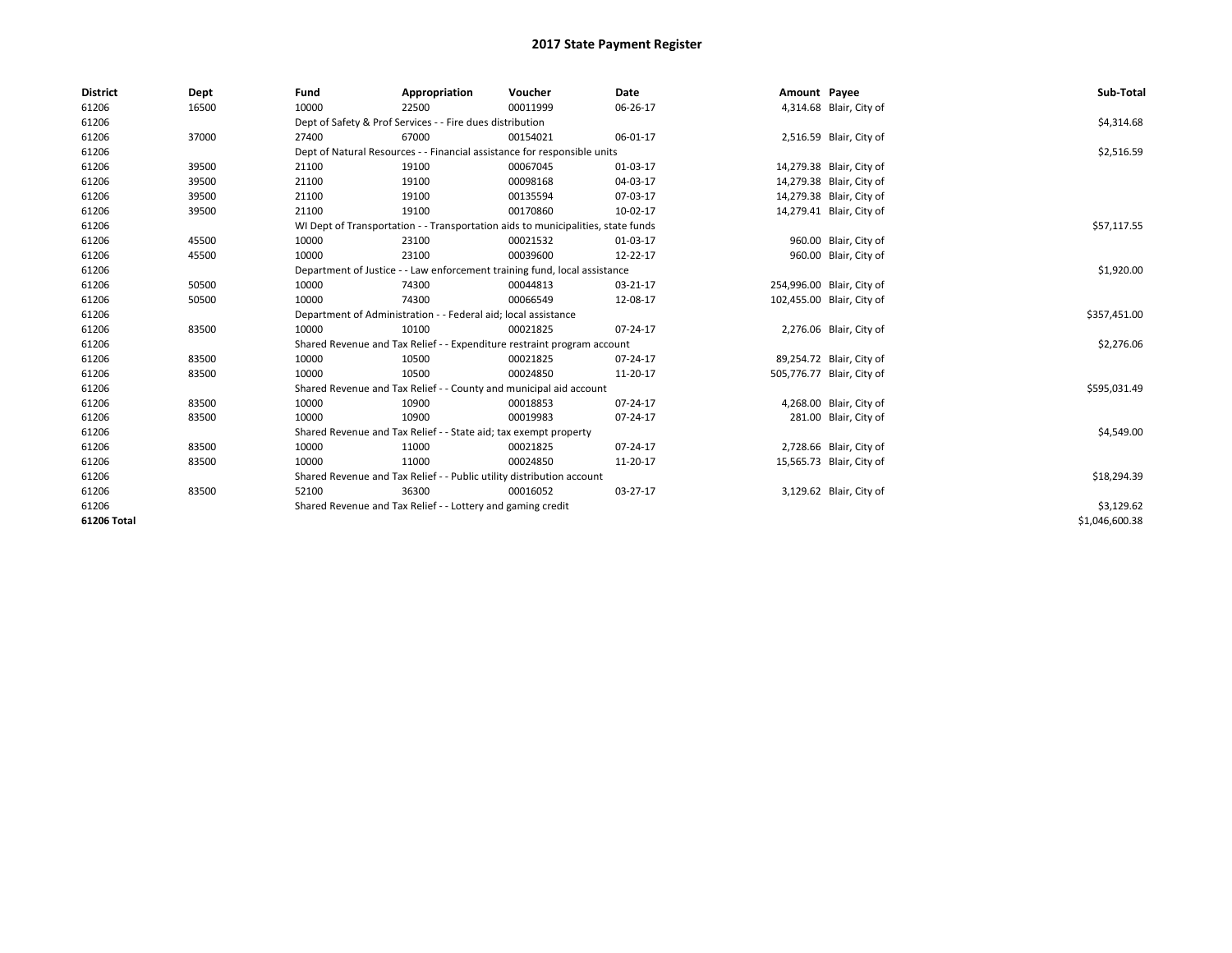# 2017 State Payment Register

| District | Dept | Fund | Appropriation | Voucher | Date | Amount | Payee | Sub-Total |
|---|---|---|---|---|---|---|---|---|
| 61206 | 16500 | 10000 | 22500 | 00011999 | 06-26-17 | 4,314.68 | Blair, City of | |
| 61206 | | Dept of Safety & Prof Services - - Fire dues distribution | | | | | | $4,314.68 |
| 61206 | 37000 | 27400 | 67000 | 00154021 | 06-01-17 | 2,516.59 | Blair, City of | |
| 61206 | | Dept of Natural Resources - - Financial assistance for responsible units | | | | | | $2,516.59 |
| 61206 | 39500 | 21100 | 19100 | 00067045 | 01-03-17 | 14,279.38 | Blair, City of | |
| 61206 | 39500 | 21100 | 19100 | 00098168 | 04-03-17 | 14,279.38 | Blair, City of | |
| 61206 | 39500 | 21100 | 19100 | 00135594 | 07-03-17 | 14,279.38 | Blair, City of | |
| 61206 | 39500 | 21100 | 19100 | 00170860 | 10-02-17 | 14,279.41 | Blair, City of | |
| 61206 | | WI Dept of Transportation - - Transportation aids to municipalities, state funds | | | | | | $57,117.55 |
| 61206 | 45500 | 10000 | 23100 | 00021532 | 01-03-17 | 960.00 | Blair, City of | |
| 61206 | 45500 | 10000 | 23100 | 00039600 | 12-22-17 | 960.00 | Blair, City of | |
| 61206 | | Department of Justice - - Law enforcement training fund, local assistance | | | | | | $1,920.00 |
| 61206 | 50500 | 10000 | 74300 | 00044813 | 03-21-17 | 254,996.00 | Blair, City of | |
| 61206 | 50500 | 10000 | 74300 | 00066549 | 12-08-17 | 102,455.00 | Blair, City of | |
| 61206 | | Department of Administration - - Federal aid; local assistance | | | | | | $357,451.00 |
| 61206 | 83500 | 10000 | 10100 | 00021825 | 07-24-17 | 2,276.06 | Blair, City of | |
| 61206 | | Shared Revenue and Tax Relief - - Expenditure restraint program account | | | | | | $2,276.06 |
| 61206 | 83500 | 10000 | 10500 | 00021825 | 07-24-17 | 89,254.72 | Blair, City of | |
| 61206 | 83500 | 10000 | 10500 | 00024850 | 11-20-17 | 505,776.77 | Blair, City of | |
| 61206 | | Shared Revenue and Tax Relief - - County and municipal aid account | | | | | | $595,031.49 |
| 61206 | 83500 | 10000 | 10900 | 00018853 | 07-24-17 | 4,268.00 | Blair, City of | |
| 61206 | 83500 | 10000 | 10900 | 00019983 | 07-24-17 | 281.00 | Blair, City of | |
| 61206 | | Shared Revenue and Tax Relief - - State aid; tax exempt property | | | | | | $4,549.00 |
| 61206 | 83500 | 10000 | 11000 | 00021825 | 07-24-17 | 2,728.66 | Blair, City of | |
| 61206 | 83500 | 10000 | 11000 | 00024850 | 11-20-17 | 15,565.73 | Blair, City of | |
| 61206 | | Shared Revenue and Tax Relief - - Public utility distribution account | | | | | | $18,294.39 |
| 61206 | 83500 | 52100 | 36300 | 00016052 | 03-27-17 | 3,129.62 | Blair, City of | |
| 61206 | | Shared Revenue and Tax Relief - - Lottery and gaming credit | | | | | | $3,129.62 |
| **61206 Total** | | | | | | | | $1,046,600.38 |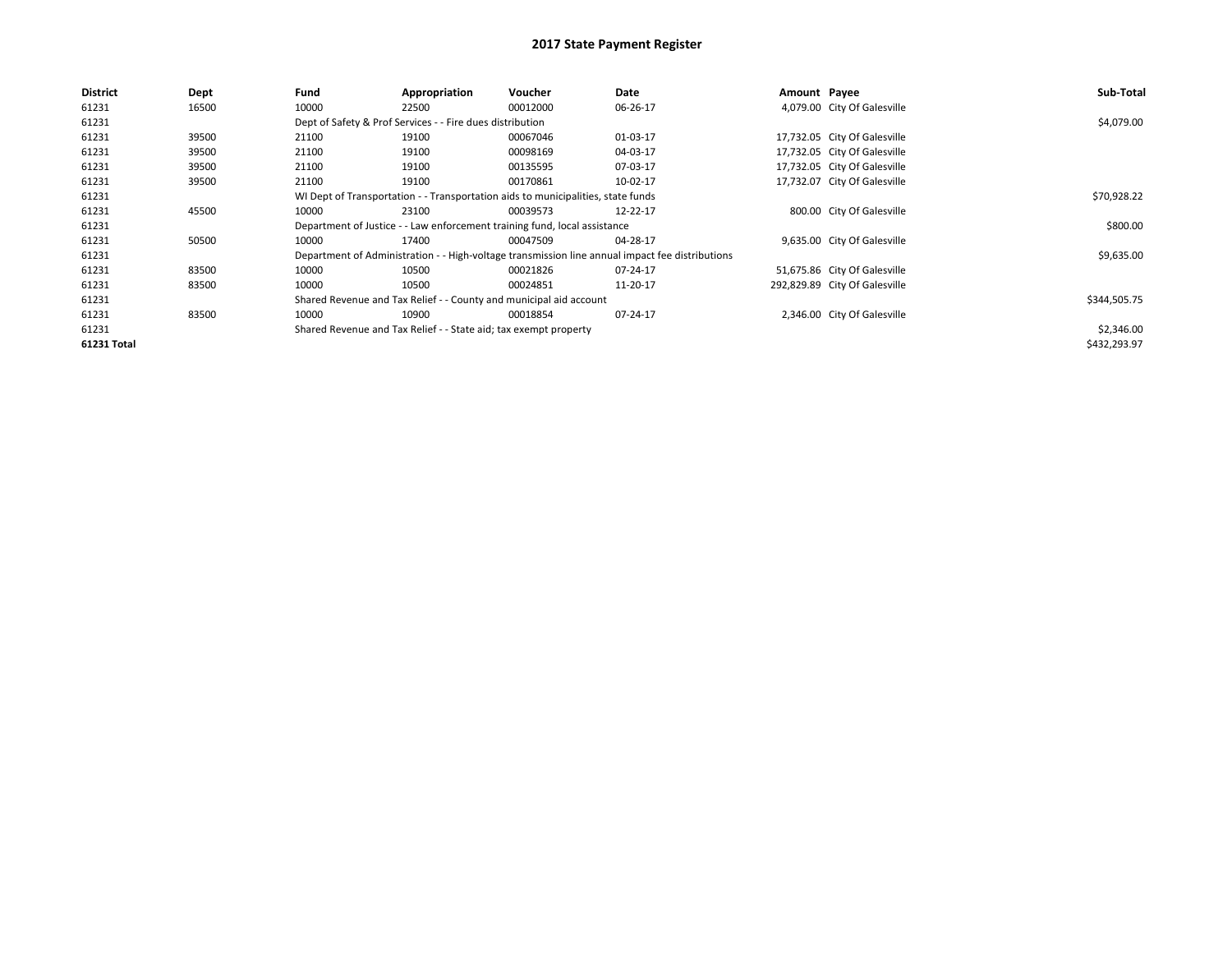# 2017 State Payment Register

| District | Dept | Fund | Appropriation | Voucher | Date | Amount | Payee | Sub-Total |
|---|---|---|---|---|---|---|---|---|
| 61231 | 16500 | 10000 | 22500 | 00012000 | 06-26-17 | 4,079.00 | City Of Galesville | |
| 61231 | | Dept of Safety & Prof Services - - Fire dues distribution | | | | | | $4,079.00 |
| 61231 | 39500 | 21100 | 19100 | 00067046 | 01-03-17 | 17,732.05 | City Of Galesville | |
| 61231 | 39500 | 21100 | 19100 | 00098169 | 04-03-17 | 17,732.05 | City Of Galesville | |
| 61231 | 39500 | 21100 | 19100 | 00135595 | 07-03-17 | 17,732.05 | City Of Galesville | |
| 61231 | 39500 | 21100 | 19100 | 00170861 | 10-02-17 | 17,732.07 | City Of Galesville | |
| 61231 | | WI Dept of Transportation - - Transportation aids to municipalities, state funds | | | | | | $70,928.22 |
| 61231 | 45500 | 10000 | 23100 | 00039573 | 12-22-17 | 800.00 | City Of Galesville | |
| 61231 | | Department of Justice - - Law enforcement training fund, local assistance | | | | | | $800.00 |
| 61231 | 50500 | 10000 | 17400 | 00047509 | 04-28-17 | 9,635.00 | City Of Galesville | |
| 61231 | | Department of Administration - - High-voltage transmission line annual impact fee distributions | | | | | | $9,635.00 |
| 61231 | 83500 | 10000 | 10500 | 00021826 | 07-24-17 | 51,675.86 | City Of Galesville | |
| 61231 | 83500 | 10000 | 10500 | 00024851 | 11-20-17 | 292,829.89 | City Of Galesville | |
| 61231 | | Shared Revenue and Tax Relief - - County and municipal aid account | | | | | | $344,505.75 |
| 61231 | 83500 | 10000 | 10900 | 00018854 | 07-24-17 | 2,346.00 | City Of Galesville | |
| 61231 | | Shared Revenue and Tax Relief - - State aid; tax exempt property | | | | | | $2,346.00 |
| **61231 Total** | | | | | | | | $432,293.97 |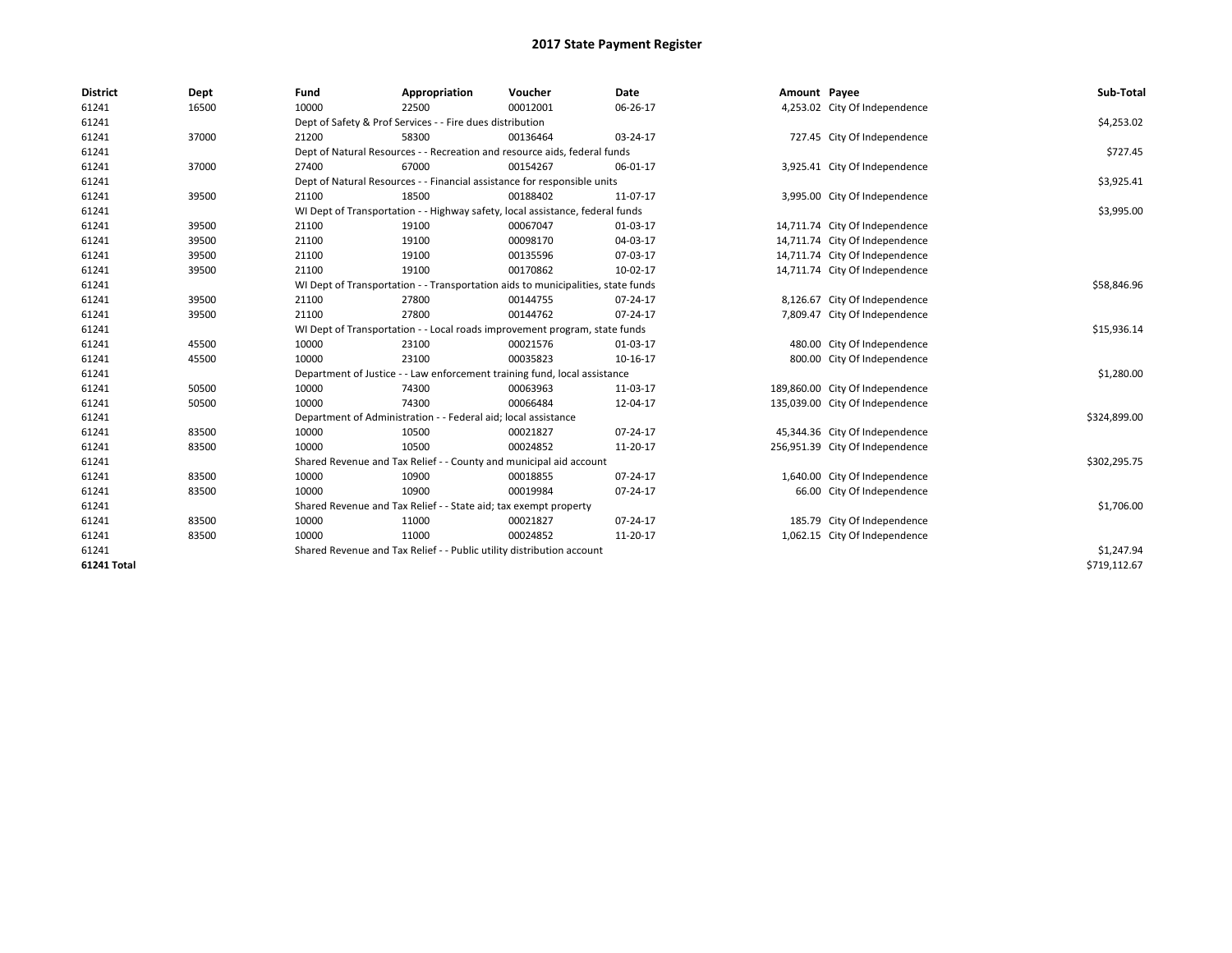# 2017 State Payment Register

| District | Dept | Fund | Appropriation | Voucher | Date | Amount | Payee | Sub-Total |
|---|---|---|---|---|---|---|---|---|
| 61241 | 16500 | 10000 | 22500 | 00012001 | 06-26-17 | 4,253.02 | City Of Independence | |
| 61241 | | Dept of Safety & Prof Services - - Fire dues distribution | | | | | | $4,253.02 |
| 61241 | 37000 | 21200 | 58300 | 00136464 | 03-24-17 | 727.45 | City Of Independence | |
| 61241 | | Dept of Natural Resources - - Recreation and resource aids, federal funds | | | | | | $727.45 |
| 61241 | 37000 | 27400 | 67000 | 00154267 | 06-01-17 | 3,925.41 | City Of Independence | |
| 61241 | | Dept of Natural Resources - - Financial assistance for responsible units | | | | | | $3,925.41 |
| 61241 | 39500 | 21100 | 18500 | 00188402 | 11-07-17 | 3,995.00 | City Of Independence | |
| 61241 | | WI Dept of Transportation - - Highway safety, local assistance, federal funds | | | | | | $3,995.00 |
| 61241 | 39500 | 21100 | 19100 | 00067047 | 01-03-17 | 14,711.74 | City Of Independence | |
| 61241 | 39500 | 21100 | 19100 | 00098170 | 04-03-17 | 14,711.74 | City Of Independence | |
| 61241 | 39500 | 21100 | 19100 | 00135596 | 07-03-17 | 14,711.74 | City Of Independence | |
| 61241 | 39500 | 21100 | 19100 | 00170862 | 10-02-17 | 14,711.74 | City Of Independence | |
| 61241 | | WI Dept of Transportation - - Transportation aids to municipalities, state funds | | | | | | $58,846.96 |
| 61241 | 39500 | 21100 | 27800 | 00144755 | 07-24-17 | 8,126.67 | City Of Independence | |
| 61241 | 39500 | 21100 | 27800 | 00144762 | 07-24-17 | 7,809.47 | City Of Independence | |
| 61241 | | WI Dept of Transportation - - Local roads improvement program, state funds | | | | | | $15,936.14 |
| 61241 | 45500 | 10000 | 23100 | 00021576 | 01-03-17 | 480.00 | City Of Independence | |
| 61241 | 45500 | 10000 | 23100 | 00035823 | 10-16-17 | 800.00 | City Of Independence | |
| 61241 | | Department of Justice - - Law enforcement training fund, local assistance | | | | | | $1,280.00 |
| 61241 | 50500 | 10000 | 74300 | 00063963 | 11-03-17 | 189,860.00 | City Of Independence | |
| 61241 | 50500 | 10000 | 74300 | 00066484 | 12-04-17 | 135,039.00 | City Of Independence | |
| 61241 | | Department of Administration - - Federal aid; local assistance | | | | | | $324,899.00 |
| 61241 | 83500 | 10000 | 10500 | 00021827 | 07-24-17 | 45,344.36 | City Of Independence | |
| 61241 | 83500 | 10000 | 10500 | 00024852 | 11-20-17 | 256,951.39 | City Of Independence | |
| 61241 | | Shared Revenue and Tax Relief - - County and municipal aid account | | | | | | $302,295.75 |
| 61241 | 83500 | 10000 | 10900 | 00018855 | 07-24-17 | 1,640.00 | City Of Independence | |
| 61241 | 83500 | 10000 | 10900 | 00019984 | 07-24-17 | 66.00 | City Of Independence | |
| 61241 | | Shared Revenue and Tax Relief - - State aid; tax exempt property | | | | | | $1,706.00 |
| 61241 | 83500 | 10000 | 11000 | 00021827 | 07-24-17 | 185.79 | City Of Independence | |
| 61241 | 83500 | 10000 | 11000 | 00024852 | 11-20-17 | 1,062.15 | City Of Independence | |
| 61241 | | Shared Revenue and Tax Relief - - Public utility distribution account | | | | | | $1,247.94 |
| **61241 Total** | | | | | | | | $719,112.67 |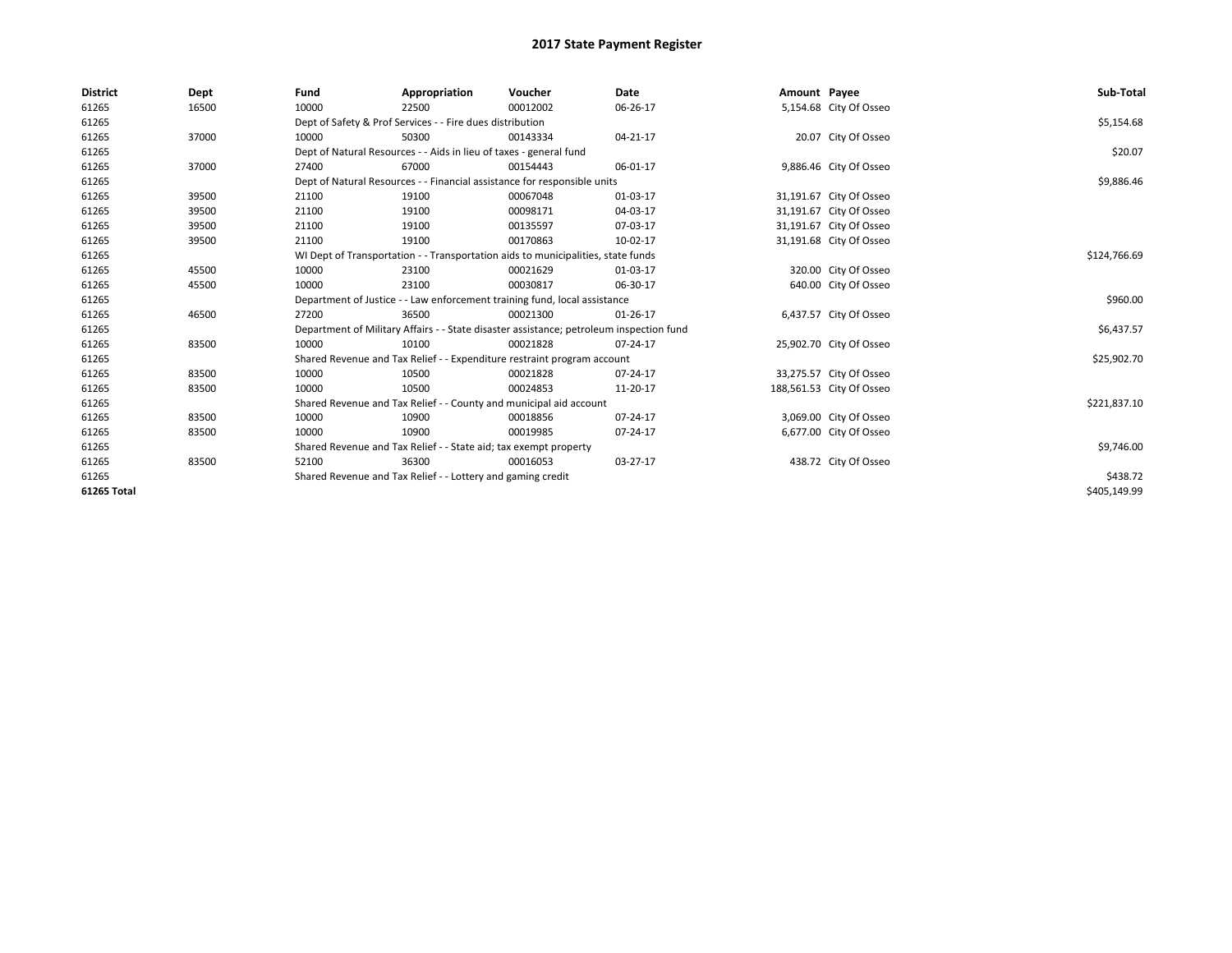# 2017 State Payment Register

| District | Dept | Fund | Appropriation | Voucher | Date | Amount | Payee | Sub-Total |
|---|---|---|---|---|---|---|---|---|
| 61265 | 16500 | 10000 | 22500 | 00012002 | 06-26-17 | 5,154.68 | City Of Osseo | |
| 61265 | | Dept of Safety & Prof Services - - Fire dues distribution | | | | | | $5,154.68 |
| 61265 | 37000 | 10000 | 50300 | 00143334 | 04-21-17 | 20.07 | City Of Osseo | |
| 61265 | | Dept of Natural Resources - - Aids in lieu of taxes - general fund | | | | | | $20.07 |
| 61265 | 37000 | 27400 | 67000 | 00154443 | 06-01-17 | 9,886.46 | City Of Osseo | |
| 61265 | | Dept of Natural Resources - - Financial assistance for responsible units | | | | | | $9,886.46 |
| 61265 | 39500 | 21100 | 19100 | 00067048 | 01-03-17 | 31,191.67 | City Of Osseo | |
| 61265 | 39500 | 21100 | 19100 | 00098171 | 04-03-17 | 31,191.67 | City Of Osseo | |
| 61265 | 39500 | 21100 | 19100 | 00135597 | 07-03-17 | 31,191.67 | City Of Osseo | |
| 61265 | 39500 | 21100 | 19100 | 00170863 | 10-02-17 | 31,191.68 | City Of Osseo | |
| 61265 | | WI Dept of Transportation - - Transportation aids to municipalities, state funds | | | | | | $124,766.69 |
| 61265 | 45500 | 10000 | 23100 | 00021629 | 01-03-17 | 320.00 | City Of Osseo | |
| 61265 | 45500 | 10000 | 23100 | 00030817 | 06-30-17 | 640.00 | City Of Osseo | |
| 61265 | | Department of Justice - - Law enforcement training fund, local assistance | | | | | | $960.00 |
| 61265 | 46500 | 27200 | 36500 | 00021300 | 01-26-17 | 6,437.57 | City Of Osseo | |
| 61265 | | Department of Military Affairs - - State disaster assistance; petroleum inspection fund | | | | | | $6,437.57 |
| 61265 | 83500 | 10000 | 10100 | 00021828 | 07-24-17 | 25,902.70 | City Of Osseo | |
| 61265 | | Shared Revenue and Tax Relief - - Expenditure restraint program account | | | | | | $25,902.70 |
| 61265 | 83500 | 10000 | 10500 | 00021828 | 07-24-17 | 33,275.57 | City Of Osseo | |
| 61265 | 83500 | 10000 | 10500 | 00024853 | 11-20-17 | 188,561.53 | City Of Osseo | |
| 61265 | | Shared Revenue and Tax Relief - - County and municipal aid account | | | | | | $221,837.10 |
| 61265 | 83500 | 10000 | 10900 | 00018856 | 07-24-17 | 3,069.00 | City Of Osseo | |
| 61265 | 83500 | 10000 | 10900 | 00019985 | 07-24-17 | 6,677.00 | City Of Osseo | |
| 61265 | | Shared Revenue and Tax Relief - - State aid; tax exempt property | | | | | | $9,746.00 |
| 61265 | 83500 | 52100 | 36300 | 00016053 | 03-27-17 | 438.72 | City Of Osseo | |
| 61265 | | Shared Revenue and Tax Relief - - Lottery and gaming credit | | | | | | $438.72 |
| **61265 Total** | | | | | | | | $405,149.99 |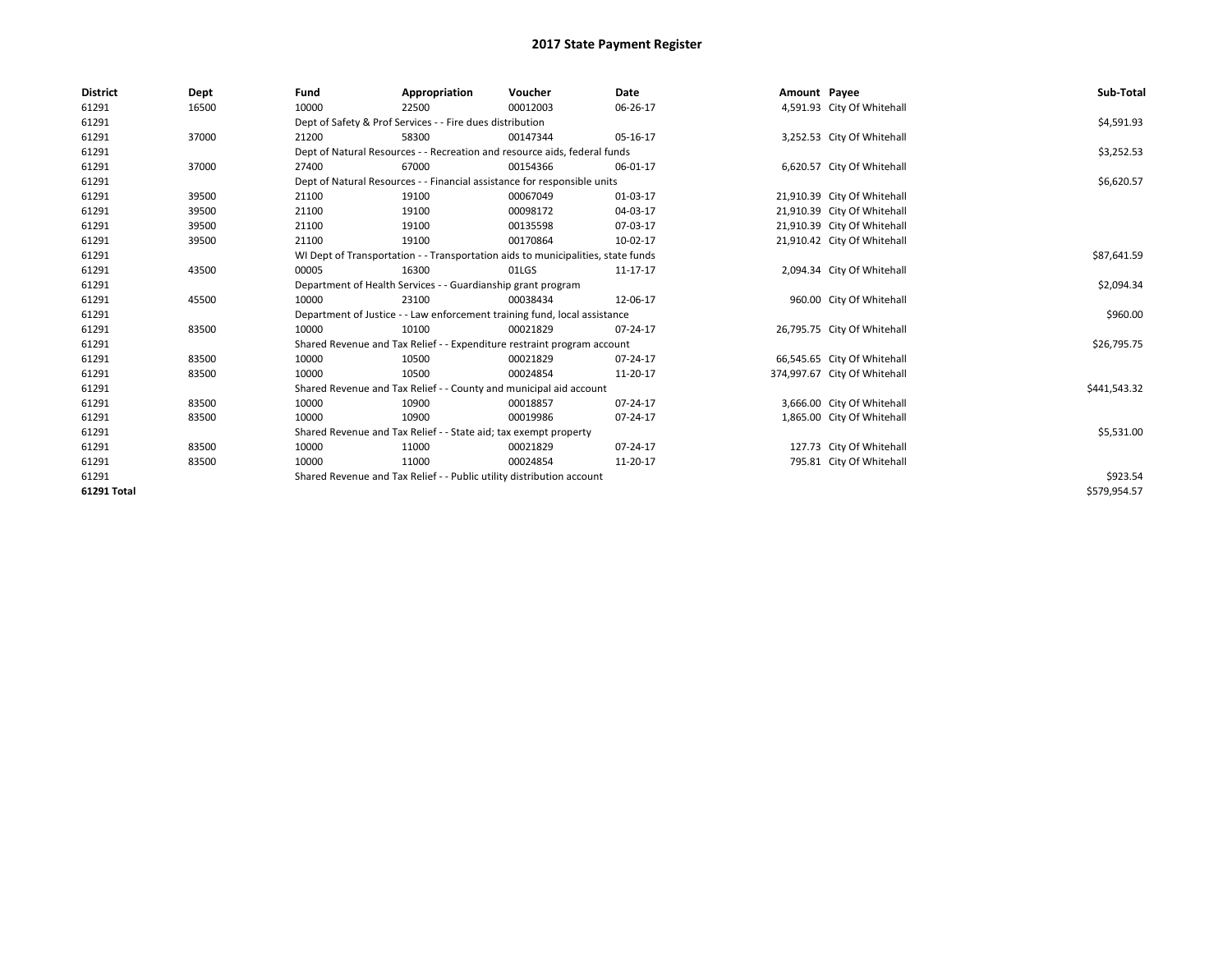# 2017 State Payment Register

| District | Dept | Fund | Appropriation | Voucher | Date | Amount | Payee | Sub-Total |
|---|---|---|---|---|---|---|---|---|
| 61291 | 16500 | 10000 | 22500 | 00012003 | 06-26-17 | 4,591.93 | City Of Whitehall | |
| 61291 | | Dept of Safety & Prof Services - - Fire dues distribution | | | | | | $4,591.93 |
| 61291 | 37000 | 21200 | 58300 | 00147344 | 05-16-17 | 3,252.53 | City Of Whitehall | |
| 61291 | | Dept of Natural Resources - - Recreation and resource aids, federal funds | | | | | | $3,252.53 |
| 61291 | 37000 | 27400 | 67000 | 00154366 | 06-01-17 | 6,620.57 | City Of Whitehall | |
| 61291 | | Dept of Natural Resources - - Financial assistance for responsible units | | | | | | $6,620.57 |
| 61291 | 39500 | 21100 | 19100 | 00067049 | 01-03-17 | 21,910.39 | City Of Whitehall | |
| 61291 | 39500 | 21100 | 19100 | 00098172 | 04-03-17 | 21,910.39 | City Of Whitehall | |
| 61291 | 39500 | 21100 | 19100 | 00135598 | 07-03-17 | 21,910.39 | City Of Whitehall | |
| 61291 | 39500 | 21100 | 19100 | 00170864 | 10-02-17 | 21,910.42 | City Of Whitehall | |
| 61291 | | WI Dept of Transportation - - Transportation aids to municipalities, state funds | | | | | | $87,641.59 |
| 61291 | 43500 | 00005 | 16300 | 01LGS | 11-17-17 | 2,094.34 | City Of Whitehall | |
| 61291 | | Department of Health Services - - Guardianship grant program | | | | | | $2,094.34 |
| 61291 | 45500 | 10000 | 23100 | 00038434 | 12-06-17 | 960.00 | City Of Whitehall | |
| 61291 | | Department of Justice - - Law enforcement training fund, local assistance | | | | | | $960.00 |
| 61291 | 83500 | 10000 | 10100 | 00021829 | 07-24-17 | 26,795.75 | City Of Whitehall | |
| 61291 | | Shared Revenue and Tax Relief - - Expenditure restraint program account | | | | | | $26,795.75 |
| 61291 | 83500 | 10000 | 10500 | 00021829 | 07-24-17 | 66,545.65 | City Of Whitehall | |
| 61291 | 83500 | 10000 | 10500 | 00024854 | 11-20-17 | 374,997.67 | City Of Whitehall | |
| 61291 | | Shared Revenue and Tax Relief - - County and municipal aid account | | | | | | $441,543.32 |
| 61291 | 83500 | 10000 | 10900 | 00018857 | 07-24-17 | 3,666.00 | City Of Whitehall | |
| 61291 | 83500 | 10000 | 10900 | 00019986 | 07-24-17 | 1,865.00 | City Of Whitehall | |
| 61291 | | Shared Revenue and Tax Relief - - State aid; tax exempt property | | | | | | $5,531.00 |
| 61291 | 83500 | 10000 | 11000 | 00021829 | 07-24-17 | 127.73 | City Of Whitehall | |
| 61291 | 83500 | 10000 | 11000 | 00024854 | 11-20-17 | 795.81 | City Of Whitehall | |
| 61291 | | Shared Revenue and Tax Relief - - Public utility distribution account | | | | | | $923.54 |
| 61291 Total | | | | | | | | $579,954.57 |